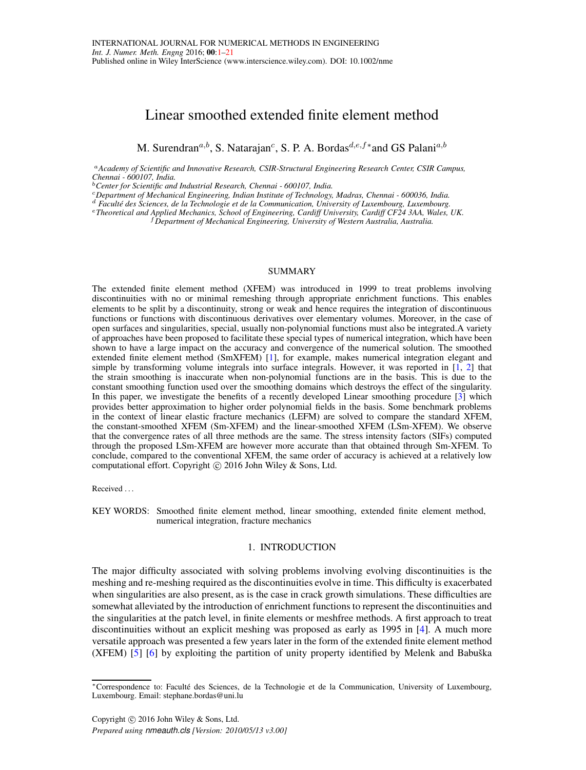# Linear smoothed extended finite element method

M. Surendran[a,b], S. Natarajan[c], S. P. A. Bordas[d,e,f]* and GS Palani[a,b]

[a] *Academy of Scientific and Innovative Research, CSIR-Structural Engineering Research Center, CSIR Campus, Chennai - 600107, India.*

[b] *Center for Scientific and Industrial Research, Chennai - 600107, India.*

[c] *Department of Mechanical Engineering, Indian Institute of Technology, Madras, Chennai - 600036, India.*

[d] *Faculté des Sciences, de la Technologie et de la Communication, University of Luxembourg, Luxembourg.*

[e] *Theoretical and Applied Mechanics, School of Engineering, Cardiff University, Cardiff CF24 3AA, Wales, UK.*

[f] *Department of Mechanical Engineering, University of Western Australia, Australia.*

## SUMMARY

The extended finite element method (XFEM) was introduced in 1999 to treat problems involving discontinuities with no or minimal remeshing through appropriate enrichment functions. This enables elements to be split by a discontinuity, strong or weak and hence requires the integration of discontinuous functions or functions with discontinuous derivatives over elementary volumes. Moreover, in the case of open surfaces and singularities, special, usually non-polynomial functions must also be integrated.A variety of approaches have been proposed to facilitate these special types of numerical integration, which have been shown to have a large impact on the accuracy and convergence of the numerical solution. The smoothed extended finite element method (SmXFEM) [1], for example, makes numerical integration elegant and simple by transforming volume integrals into surface integrals. However, it was reported in [1, 2] that the strain smoothing is inaccurate when non-polynomial functions are in the basis. This is due to the constant smoothing function used over the smoothing domains which destroys the effect of the singularity. In this paper, we investigate the benefits of a recently developed Linear smoothing procedure [3] which provides better approximation to higher order polynomial fields in the basis. Some benchmark problems in the context of linear elastic fracture mechanics (LEFM) are solved to compare the standard XFEM, the constant-smoothed XFEM (Sm-XFEM) and the linear-smoothed XFEM (LSm-XFEM). We observe that the convergence rates of all three methods are the same. The stress intensity factors (SIFs) computed through the proposed LSm-XFEM are however more accurate than that obtained through Sm-XFEM. To conclude, compared to the conventional XFEM, the same order of accuracy is achieved at a relatively low computational effort. Copyright © 2016 John Wiley & Sons, Ltd.

Received ...

KEY WORDS: Smoothed finite element method, linear smoothing, extended finite element method, numerical integration, fracture mechanics

## 1. INTRODUCTION

The major difficulty associated with solving problems involving evolving discontinuities is the meshing and re-meshing required as the discontinuities evolve in time. This difficulty is exacerbated when singularities are also present, as is the case in crack growth simulations. These difficulties are somewhat alleviated by the introduction of enrichment functions to represent the discontinuities and the singularities at the patch level, in finite elements or meshfree methods. A first approach to treat discontinuities without an explicit meshing was proposed as early as 1995 in [4]. A much more versatile approach was presented a few years later in the form of the extended finite element method (XFEM) [5] [6] by exploiting the partition of unity property identified by Melenk and Babuška

*Correspondence to: Faculté des Sciences, de la Technologie et de la Communication, University of Luxembourg, Luxembourg. Email: stephane.bordas@uni.lu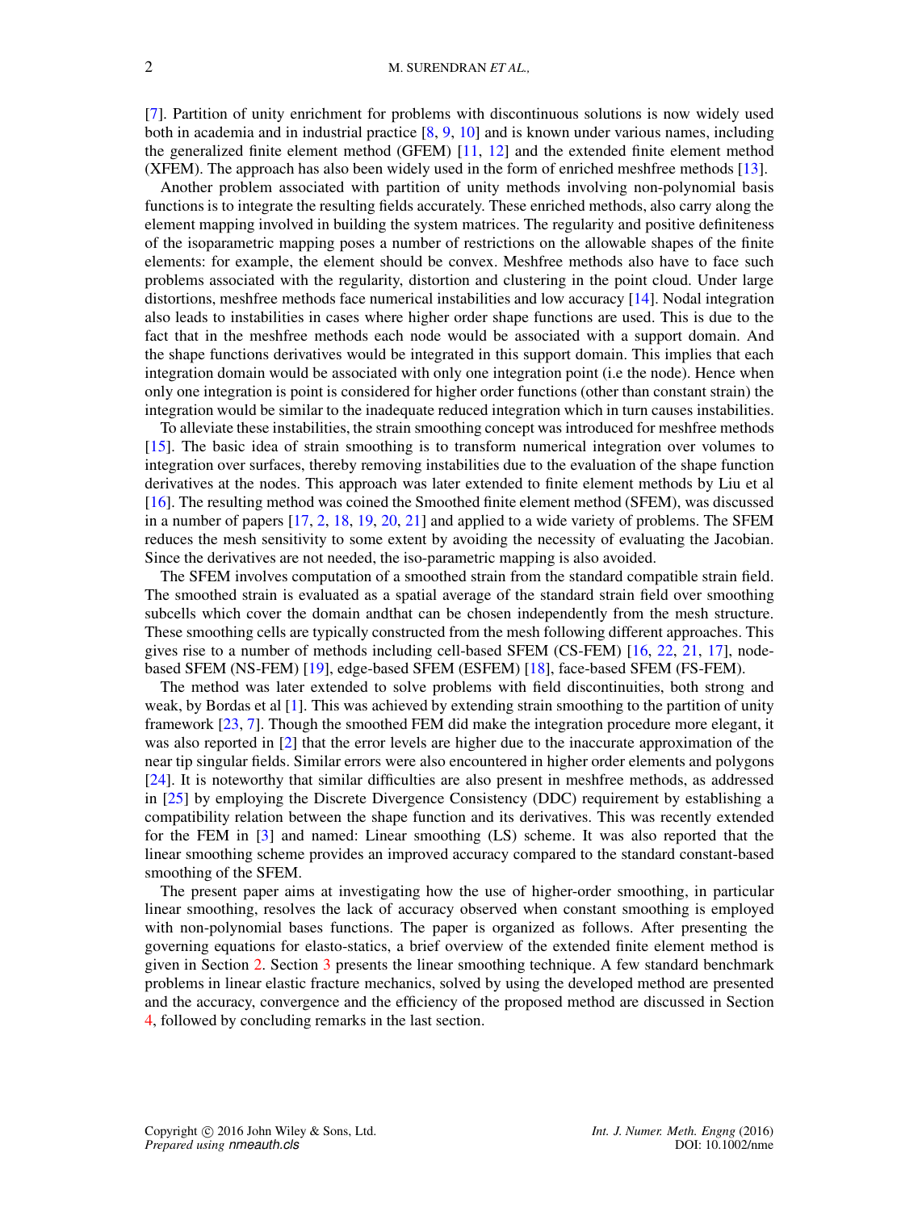[7]. Partition of unity enrichment for problems with discontinuous solutions is now widely used both in academia and in industrial practice [8, 9, 10] and is known under various names, including the generalized finite element method (GFEM) [11, 12] and the extended finite element method (XFEM). The approach has also been widely used in the form of enriched meshfree methods [13].

Another problem associated with partition of unity methods involving non-polynomial basis functions is to integrate the resulting fields accurately. These enriched methods, also carry along the element mapping involved in building the system matrices. The regularity and positive definiteness of the isoparametric mapping poses a number of restrictions on the allowable shapes of the finite elements: for example, the element should be convex. Meshfree methods also have to face such problems associated with the regularity, distortion and clustering in the point cloud. Under large distortions, meshfree methods face numerical instabilities and low accuracy [14]. Nodal integration also leads to instabilities in cases where higher order shape functions are used. This is due to the fact that in the meshfree methods each node would be associated with a support domain. And the shape functions derivatives would be integrated in this support domain. This implies that each integration domain would be associated with only one integration point (i.e the node). Hence when only one integration is point is considered for higher order functions (other than constant strain) the integration would be similar to the inadequate reduced integration which in turn causes instabilities.

To alleviate these instabilities, the strain smoothing concept was introduced for meshfree methods [15]. The basic idea of strain smoothing is to transform numerical integration over volumes to integration over surfaces, thereby removing instabilities due to the evaluation of the shape function derivatives at the nodes. This approach was later extended to finite element methods by Liu et al [16]. The resulting method was coined the Smoothed finite element method (SFEM), was discussed in a number of papers [17, 2, 18, 19, 20, 21] and applied to a wide variety of problems. The SFEM reduces the mesh sensitivity to some extent by avoiding the necessity of evaluating the Jacobian. Since the derivatives are not needed, the iso-parametric mapping is also avoided.

The SFEM involves computation of a smoothed strain from the standard compatible strain field. The smoothed strain is evaluated as a spatial average of the standard strain field over smoothing subcells which cover the domain andthat can be chosen independently from the mesh structure. These smoothing cells are typically constructed from the mesh following different approaches. This gives rise to a number of methods including cell-based SFEM (CS-FEM) [16, 22, 21, 17], node-based SFEM (NS-FEM) [19], edge-based SFEM (ESFEM) [18], face-based SFEM (FS-FEM).

The method was later extended to solve problems with field discontinuities, both strong and weak, by Bordas et al [1]. This was achieved by extending strain smoothing to the partition of unity framework [23, 7]. Though the smoothed FEM did make the integration procedure more elegant, it was also reported in [2] that the error levels are higher due to the inaccurate approximation of the near tip singular fields. Similar errors were also encountered in higher order elements and polygons [24]. It is noteworthy that similar difficulties are also present in meshfree methods, as addressed in [25] by employing the Discrete Divergence Consistency (DDC) requirement by establishing a compatibility relation between the shape function and its derivatives. This was recently extended for the FEM in [3] and named: Linear smoothing (LS) scheme. It was also reported that the linear smoothing scheme provides an improved accuracy compared to the standard constant-based smoothing of the SFEM.

The present paper aims at investigating how the use of higher-order smoothing, in particular linear smoothing, resolves the lack of accuracy observed when constant smoothing is employed with non-polynomial bases functions. The paper is organized as follows. After presenting the governing equations for elasto-statics, a brief overview of the extended finite element method is given in Section 2. Section 3 presents the linear smoothing technique. A few standard benchmark problems in linear elastic fracture mechanics, solved by using the developed method are presented and the accuracy, convergence and the efficiency of the proposed method are discussed in Section 4, followed by concluding remarks in the last section.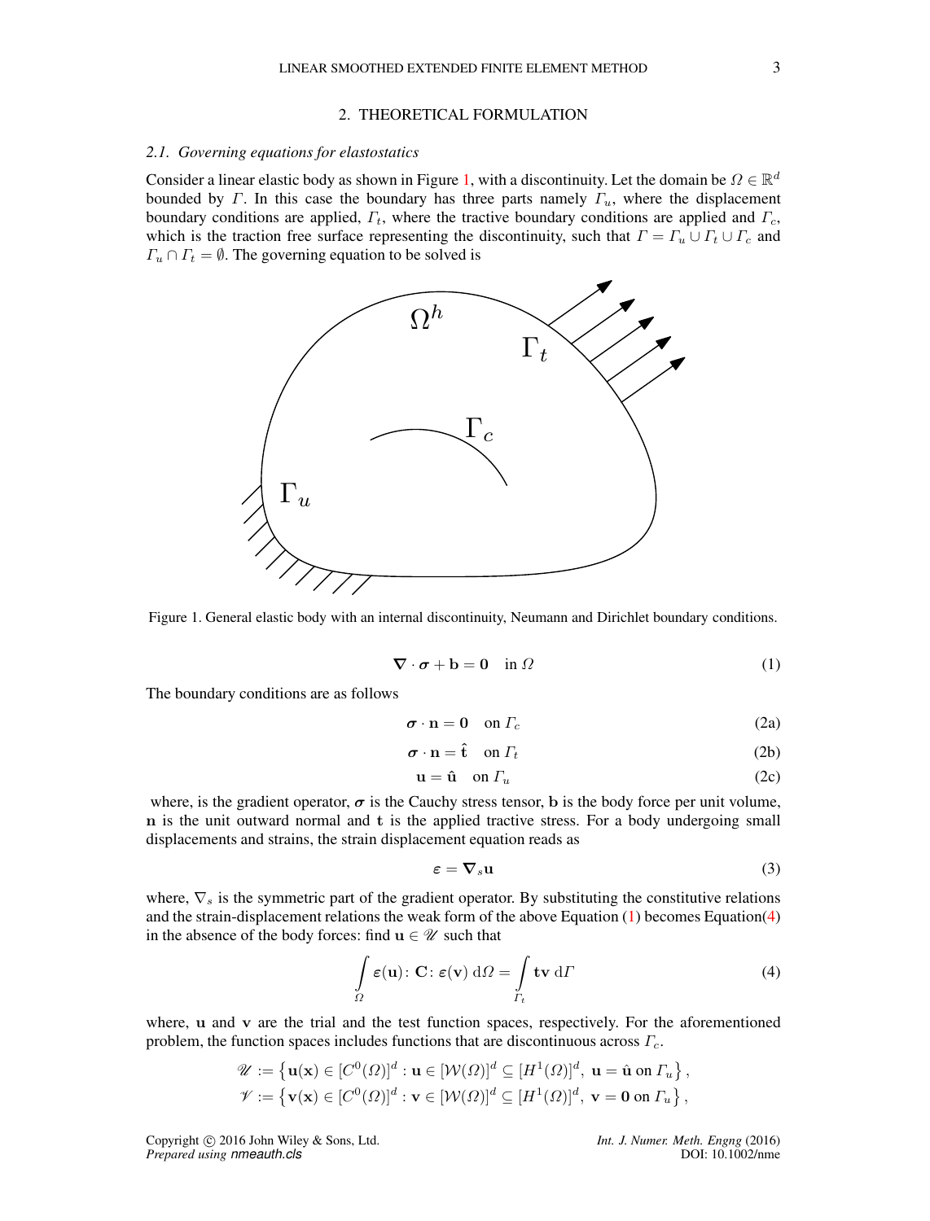## 2. THEORETICAL FORMULATION

### 2.1. Governing equations for elastostatics

Consider a linear elastic body as shown in Figure 1, with a discontinuity. Let the domain be $\Omega \in \mathbb{R}^d$ bounded by $\Gamma$. In this case the boundary has three parts namely $\Gamma_u$, where the displacement boundary conditions are applied, $\Gamma_t$, where the tractive boundary conditions are applied and $\Gamma_c$, which is the traction free surface representing the discontinuity, such that $\Gamma = \Gamma_u \cup \Gamma_t \cup \Gamma_c$ and $\Gamma_u \cap \Gamma_t = \emptyset$. The governing equation to be solved is

Figure 1. General elastic body with an internal discontinuity, Neumann and Dirichlet boundary conditions.

$$\boldsymbol{\nabla} \cdot \boldsymbol{\sigma} + \mathbf{b} = \mathbf{0} \quad \text{in } \Omega \tag{1}$$

The boundary conditions are as follows

$$\boldsymbol{\sigma} \cdot \mathbf{n} = \mathbf{0} \quad \text{on } \Gamma_c \tag{2a}$$

$$\boldsymbol{\sigma} \cdot \mathbf{n} = \hat{\mathbf{t}} \quad \text{on } \Gamma_t \tag{2b}$$

$$\mathbf{u} = \hat{\mathbf{u}} \quad \text{on } \Gamma_u \tag{2c}$$

where, is the gradient operator, $\boldsymbol{\sigma}$ is the Cauchy stress tensor, $\mathbf{b}$ is the body force per unit volume, $\mathbf{n}$ is the unit outward normal and $\mathbf{t}$ is the applied tractive stress. For a body undergoing small displacements and strains, the strain displacement equation reads as

$$\boldsymbol{\varepsilon} = \boldsymbol{\nabla}_s \mathbf{u} \tag{3}$$

where, $\nabla_s$ is the symmetric part of the gradient operator. By substituting the constitutive relations and the strain-displacement relations the weak form of the above Equation (1) becomes Equation(4) in the absence of the body forces: find $\mathbf{u} \in \mathscr{U}$ such that

$$\int\limits_{\Omega} \boldsymbol{\varepsilon}(\mathbf{u}) \colon \mathbf{C} \colon \boldsymbol{\varepsilon}(\mathbf{v}) \, \mathrm{d}\Omega = \int\limits_{\Gamma_t} \mathbf{t}\mathbf{v} \, \mathrm{d}\Gamma \tag{4}$$

where, $\mathbf{u}$ and $\mathbf{v}$ are the trial and the test function spaces, respectively. For the aforementioned problem, the function spaces includes functions that are discontinuous across $\Gamma_c$.

$$\mathscr{U} := \left\{ \mathbf{u}(\mathbf{x}) \in [C^0(\Omega)]^d : \mathbf{u} \in [\mathcal{W}(\Omega)]^d \subseteq [H^1(\Omega)]^d, \ \mathbf{u} = \hat{\mathbf{u}} \text{ on } \Gamma_u \right\},$$

$$\mathscr{V} := \left\{ \mathbf{v}(\mathbf{x}) \in [C^0(\Omega)]^d : \mathbf{v} \in [\mathcal{W}(\Omega)]^d \subseteq [H^1(\Omega)]^d, \ \mathbf{v} = \mathbf{0} \text{ on } \Gamma_u \right\},$$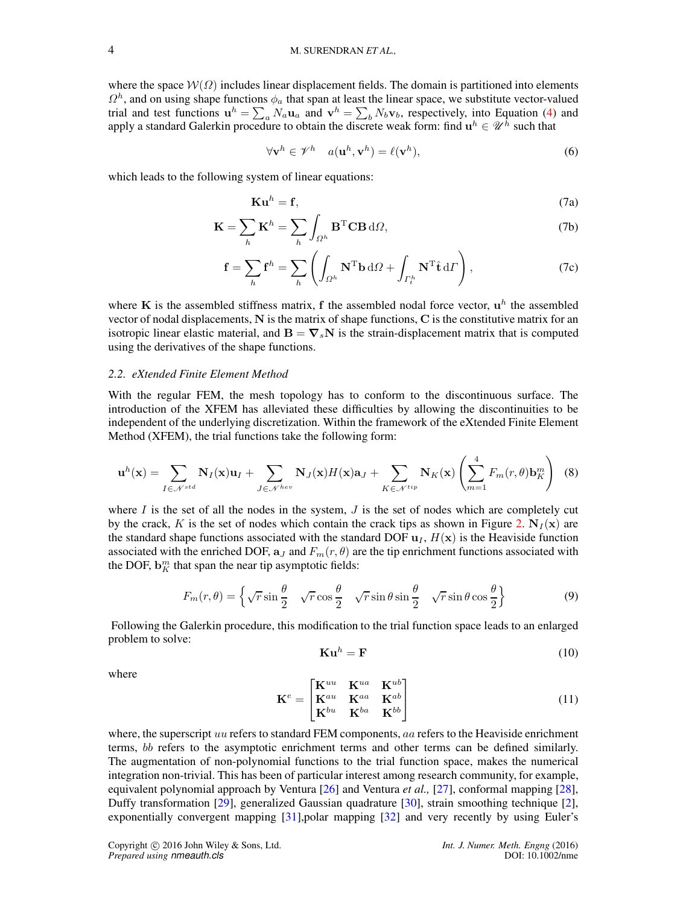where the space $\mathcal{W}(\Omega)$ includes linear displacement fields. The domain is partitioned into elements $\Omega^h$, and on using shape functions $\phi_a$ that span at least the linear space, we substitute vector-valued trial and test functions $\mathbf{u}^h = \sum_a N_a \mathbf{u}_a$ and $\mathbf{v}^h = \sum_b N_b \mathbf{v}_b$, respectively, into Equation (4) and apply a standard Galerkin procedure to obtain the discrete weak form: find $\mathbf{u}^h \in \mathscr{U}^h$ such that

$$\forall \mathbf{v}^h \in \mathscr{V}^h \quad a(\mathbf{u}^h, \mathbf{v}^h) = \ell(\mathbf{v}^h), \tag{6}$$

which leads to the following system of linear equations:

$$\mathbf{K}\mathbf{u}^h = \mathbf{f}, \tag{7a}$$

$$\mathbf{K} = \sum_h \mathbf{K}^h = \sum_h \int_{\Omega^h} \mathbf{B}^{\mathrm{T}} \mathbf{C} \mathbf{B} \, \mathrm{d}\Omega, \tag{7b}$$

$$\mathbf{f} = \sum_h \mathbf{f}^h = \sum_h \left( \int_{\Omega^h} \mathbf{N}^{\mathrm{T}} \mathbf{b} \, \mathrm{d}\Omega + \int_{\Gamma_t^h} \mathbf{N}^{\mathrm{T}} \hat{\mathbf{t}} \, \mathrm{d}\Gamma \right), \tag{7c}$$

where $\mathbf{K}$ is the assembled stiffness matrix, $\mathbf{f}$ the assembled nodal force vector, $\mathbf{u}^h$ the assembled vector of nodal displacements, $\mathbf{N}$ is the matrix of shape functions, $\mathbf{C}$ is the constitutive matrix for an isotropic linear elastic material, and $\mathbf{B} = \boldsymbol{\nabla}_s \mathbf{N}$ is the strain-displacement matrix that is computed using the derivatives of the shape functions.

### 2.2. eXtended Finite Element Method

With the regular FEM, the mesh topology has to conform to the discontinuous surface. The introduction of the XFEM has alleviated these difficulties by allowing the discontinuities to be independent of the underlying discretization. Within the framework of the eXtended Finite Element Method (XFEM), the trial functions take the following form:

$$\mathbf{u}^h(\mathbf{x}) = \sum_{I \in \mathscr{N}^{std}} \mathbf{N}_I(\mathbf{x}) \mathbf{u}_I + \sum_{J \in \mathscr{N}^{hev}} \mathbf{N}_J(\mathbf{x}) H(\mathbf{x}) \mathbf{a}_J + \sum_{K \in \mathscr{N}^{tip}} \mathbf{N}_K(\mathbf{x}) \left( \sum_{m=1}^{4} F_m(r,\theta) \mathbf{b}_K^m \right) \tag{8}$$

where $I$ is the set of all the nodes in the system, $J$ is the set of nodes which are completely cut by the crack, $K$ is the set of nodes which contain the crack tips as shown in Figure 2. $\mathbf{N}_I(\mathbf{x})$ are the standard shape functions associated with the standard DOF $\mathbf{u}_I$, $H(\mathbf{x})$ is the Heaviside function associated with the enriched DOF, $\mathbf{a}_J$ and $F_m(r,\theta)$ are the tip enrichment functions associated with the DOF, $\mathbf{b}_K^m$ that span the near tip asymptotic fields:

$$F_m(r,\theta) = \left\{ \sqrt{r} \sin\frac{\theta}{2} \quad \sqrt{r} \cos\frac{\theta}{2} \quad \sqrt{r} \sin\theta \sin\frac{\theta}{2} \quad \sqrt{r} \sin\theta \cos\frac{\theta}{2} \right\} \tag{9}$$

Following the Galerkin procedure, this modification to the trial function space leads to an enlarged problem to solve:

$$\mathbf{K}\mathbf{u}^h = \mathbf{F} \tag{10}$$

where

$$\mathbf{K}^e = \begin{bmatrix} \mathbf{K}^{uu} & \mathbf{K}^{ua} & \mathbf{K}^{ub} \\ \mathbf{K}^{au} & \mathbf{K}^{aa} & \mathbf{K}^{ab} \\ \mathbf{K}^{bu} & \mathbf{K}^{ba} & \mathbf{K}^{bb} \end{bmatrix} \tag{11}$$

where, the superscript $uu$ refers to standard FEM components, $aa$ refers to the Heaviside enrichment terms, $bb$ refers to the asymptotic enrichment terms and other terms can be defined similarly. The augmentation of non-polynomial functions to the trial function space, makes the numerical integration non-trivial. This has been of particular interest among research community, for example, equivalent polynomial approach by Ventura [26] and Ventura *et al.,* [27], conformal mapping [28], Duffy transformation [29], generalized Gaussian quadrature [30], strain smoothing technique [2], exponentially convergent mapping [31],polar mapping [32] and very recently by using Euler's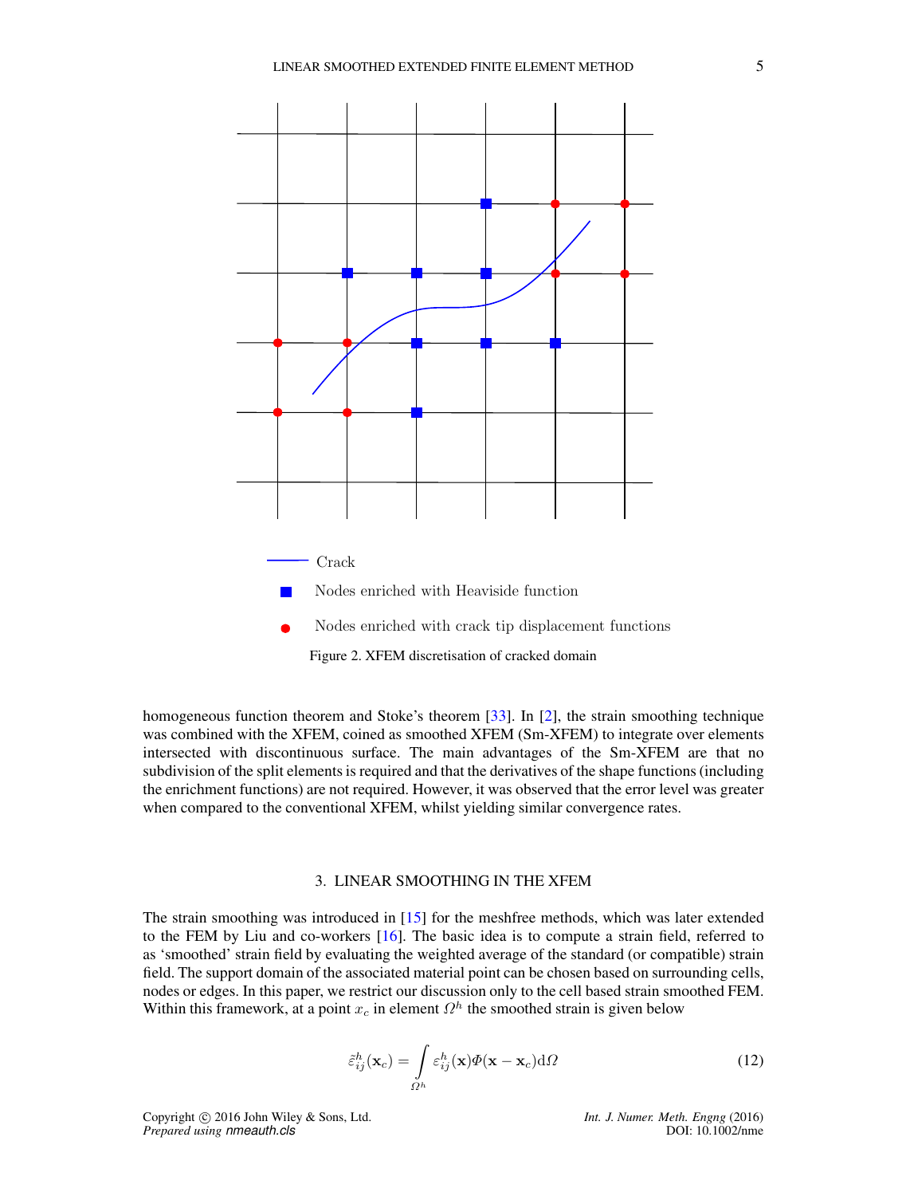Crack

Nodes enriched with Heaviside function

Nodes enriched with crack tip displacement functions

Figure 2. XFEM discretisation of cracked domain

homogeneous function theorem and Stoke's theorem [33]. In [2], the strain smoothing technique was combined with the XFEM, coined as smoothed XFEM (Sm-XFEM) to integrate over elements intersected with discontinuous surface. The main advantages of the Sm-XFEM are that no subdivision of the split elements is required and that the derivatives of the shape functions (including the enrichment functions) are not required. However, it was observed that the error level was greater when compared to the conventional XFEM, whilst yielding similar convergence rates.

## 3. LINEAR SMOOTHING IN THE XFEM

The strain smoothing was introduced in [15] for the meshfree methods, which was later extended to the FEM by Liu and co-workers [16]. The basic idea is to compute a strain field, referred to as 'smoothed' strain field by evaluating the weighted average of the standard (or compatible) strain field. The support domain of the associated material point can be chosen based on surrounding cells, nodes or edges. In this paper, we restrict our discussion only to the cell based strain smoothed FEM. Within this framework, at a point $x_c$ in element $\Omega^h$ the smoothed strain is given below

$$\tilde{\varepsilon}_{ij}^h(\mathbf{x}_c) = \int_{\Omega^h} \varepsilon_{ij}^h(\mathbf{x}) \Phi(\mathbf{x} - \mathbf{x}_c) \mathrm{d}\Omega \tag{12}$$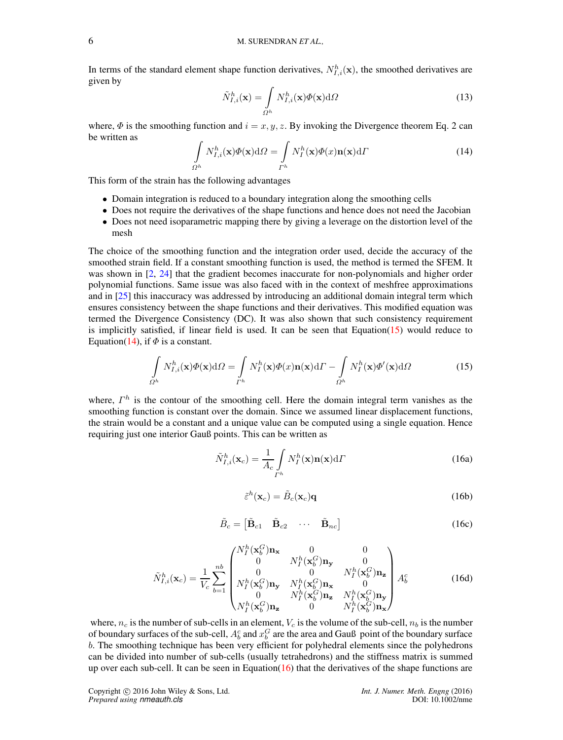In terms of the standard element shape function derivatives, $N^h_{I,i}(\mathbf{x})$, the smoothed derivatives are given by

$$\tilde{N}^h_{I,i}(\mathbf{x}) = \int_{\Omega^h} N^h_{I,i}(\mathbf{x})\Phi(\mathbf{x})\mathrm{d}\Omega \tag{13}$$

where, $\Phi$ is the smoothing function and $i = x, y, z$. By invoking the Divergence theorem Eq. 2 can be written as

$$\int_{\Omega^h} N^h_{I,i}(\mathbf{x})\Phi(\mathbf{x})\mathrm{d}\Omega = \int_{\Gamma^h} N^h_I(\mathbf{x})\Phi(x)\mathbf{n}(\mathbf{x})\mathrm{d}\Gamma \tag{14}$$

This form of the strain has the following advantages

- Domain integration is reduced to a boundary integration along the smoothing cells
- Does not require the derivatives of the shape functions and hence does not need the Jacobian
- Does not need isoparametric mapping there by giving a leverage on the distortion level of the mesh

The choice of the smoothing function and the integration order used, decide the accuracy of the smoothed strain field. If a constant smoothing function is used, the method is termed the SFEM. It was shown in [2, 24] that the gradient becomes inaccurate for non-polynomials and higher order polynomial functions. Same issue was also faced with in the context of meshfree approximations and in [25] this inaccuracy was addressed by introducing an additional domain integral term which ensures consistency between the shape functions and their derivatives. This modified equation was termed the Divergence Consistency (DC). It was also shown that such consistency requirement is implicitly satisfied, if linear field is used. It can be seen that Equation(15) would reduce to Equation(14), if $\Phi$ is a constant.

$$\int_{\Omega^h} N^h_{I,i}(\mathbf{x})\Phi(\mathbf{x})\mathrm{d}\Omega = \int_{\Gamma^h} N^h_I(\mathbf{x})\Phi(x)\mathbf{n}(\mathbf{x})\mathrm{d}\Gamma - \int_{\Omega^h} N^h_I(\mathbf{x})\Phi'(\mathbf{x})\mathrm{d}\Omega \tag{15}$$

where, $\Gamma^h$ is the contour of the smoothing cell. Here the domain integral term vanishes as the smoothing function is constant over the domain. Since we assumed linear displacement functions, the strain would be a constant and a unique value can be computed using a single equation. Hence requiring just one interior Gauß points. This can be written as

$$\tilde{N}^h_{I,i}(\mathbf{x}_c) = \frac{1}{A_c}\int_{\Gamma^h} N^h_I(\mathbf{x})\mathbf{n}(\mathbf{x})\mathrm{d}\Gamma \tag{16a}$$

$$\tilde{\varepsilon}^h(\mathbf{x}_c) = \tilde{B}_c(\mathbf{x}_c)\mathbf{q} \tag{16b}$$

$$\tilde{B}_c = \begin{bmatrix} \tilde{\mathbf{B}}_{c1} & \tilde{\mathbf{B}}_{c2} & \cdots & \tilde{\mathbf{B}}_{nc} \end{bmatrix} \tag{16c}$$

$$\tilde{N}^h_{I,i}(\mathbf{x}_c) = \frac{1}{V_c}\sum_{b=1}^{nb} \begin{pmatrix} N^h_I(\mathbf{x}^G_b)\mathbf{n_x} & 0 & 0 \\ 0 & N^h_I(\mathbf{x}^G_b)\mathbf{n_y} & 0 \\ 0 & 0 & N^h_I(\mathbf{x}^G_b)\mathbf{n_z} \\ N^h_I(\mathbf{x}^G_b)\mathbf{n_y} & N^h_I(\mathbf{x}^G_b)\mathbf{n_x} & 0 \\ 0 & N^h_I(\mathbf{x}^G_b)\mathbf{n_z} & N^h_I(\mathbf{x}^G_b)\mathbf{n_y} \\ N^h_I(\mathbf{x}^G_b)\mathbf{n_z} & 0 & N^h_I(\mathbf{x}^G_b)\mathbf{n_x} \end{pmatrix} A^c_b \tag{16d}$$

where, $n_c$ is the number of sub-cells in an element, $V_c$ is the volume of the sub-cell, $n_b$ is the number of boundary surfaces of the sub-cell, $A^c_b$ and $x^G_b$ are the area and Gauß point of the boundary surface $b$. The smoothing technique has been very efficient for polyhedral elements since the polyhedrons can be divided into number of sub-cells (usually tetrahedrons) and the stiffness matrix is summed up over each sub-cell. It can be seen in Equation(16) that the derivatives of the shape functions are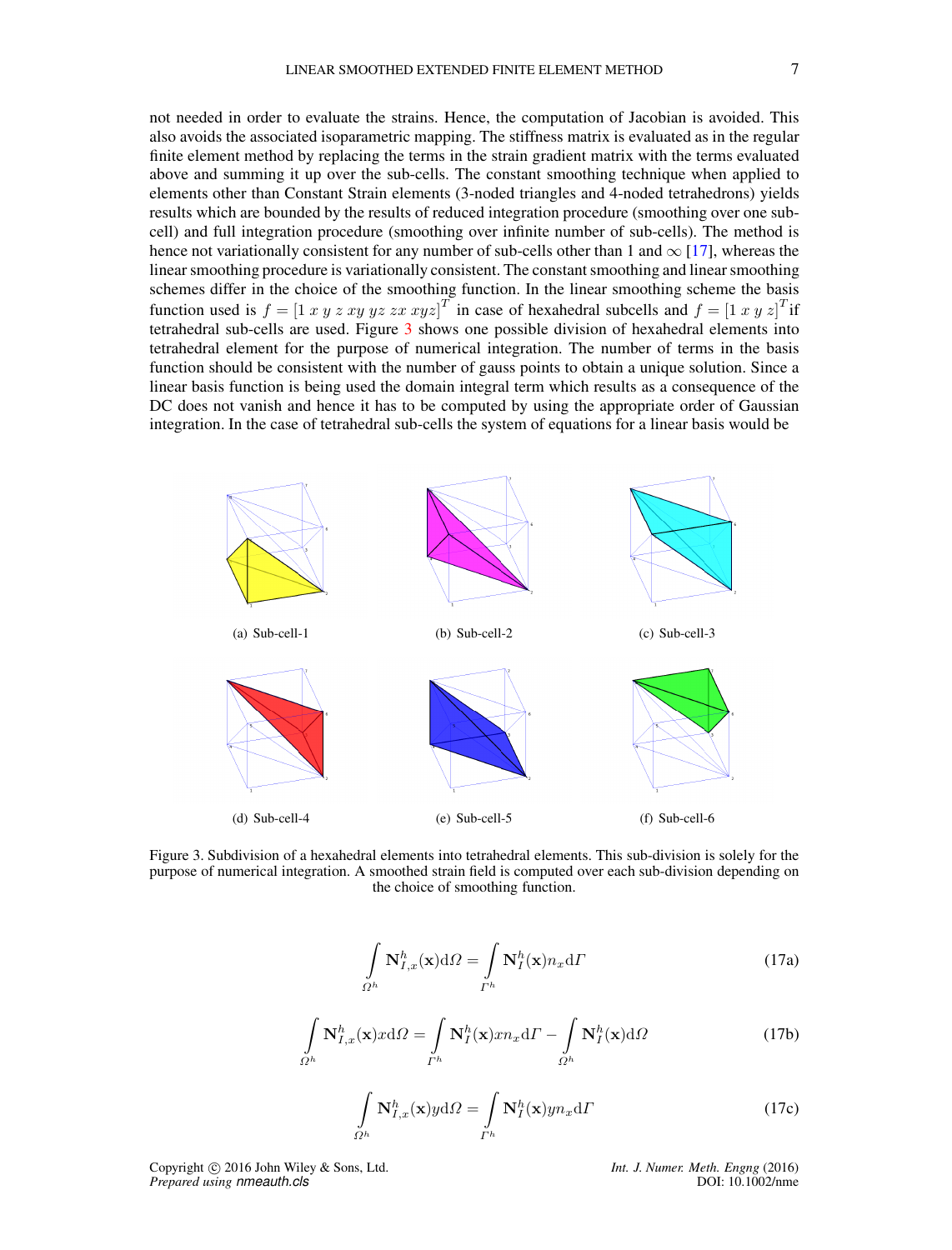not needed in order to evaluate the strains. Hence, the computation of Jacobian is avoided. This also avoids the associated isoparametric mapping. The stiffness matrix is evaluated as in the regular finite element method by replacing the terms in the strain gradient matrix with the terms evaluated above and summing it up over the sub-cells. The constant smoothing technique when applied to elements other than Constant Strain elements (3-noded triangles and 4-noded tetrahedrons) yields results which are bounded by the results of reduced integration procedure (smoothing over one sub-cell) and full integration procedure (smoothing over infinite number of sub-cells). The method is hence not variationally consistent for any number of sub-cells other than 1 and $\infty$ [17], whereas the linear smoothing procedure is variationally consistent. The constant smoothing and linear smoothing schemes differ in the choice of the smoothing function. In the linear smoothing scheme the basis function used is $f = [1\ x\ y\ z\ xy\ yz\ zx\ xyz]^T$ in case of hexahedral subcells and $f = [1\ x\ y\ z]^T$ if tetrahedral sub-cells are used. Figure 3 shows one possible division of hexahedral elements into tetrahedral element for the purpose of numerical integration. The number of terms in the basis function should be consistent with the number of gauss points to obtain a unique solution. Since a linear basis function is being used the domain integral term which results as a consequence of the DC does not vanish and hence it has to be computed by using the appropriate order of Gaussian integration. In the case of tetrahedral sub-cells the system of equations for a linear basis would be

(a) Sub-cell-1

(b) Sub-cell-2

(c) Sub-cell-3

(d) Sub-cell-4

(e) Sub-cell-5

(f) Sub-cell-6

Figure 3. Subdivision of a hexahedral elements into tetrahedral elements. This sub-division is solely for the purpose of numerical integration. A smoothed strain field is computed over each sub-division depending on the choice of smoothing function.

$$\int_{\Omega^h} \mathbf{N}_{I,x}^h(\mathbf{x}) \mathrm{d}\Omega = \int_{\Gamma^h} \mathbf{N}_I^h(\mathbf{x}) n_x \mathrm{d}\Gamma \tag{17a}$$

$$\int_{\Omega^h} \mathbf{N}_{I,x}^h(\mathbf{x}) x \mathrm{d}\Omega = \int_{\Gamma^h} \mathbf{N}_I^h(\mathbf{x}) x n_x \mathrm{d}\Gamma - \int_{\Omega^h} \mathbf{N}_I^h(\mathbf{x}) \mathrm{d}\Omega \tag{17b}$$

$$\int_{\Omega^h} \mathbf{N}_{I,x}^h(\mathbf{x}) y \mathrm{d}\Omega = \int_{\Gamma^h} \mathbf{N}_I^h(\mathbf{x}) y n_x \mathrm{d}\Gamma \tag{17c}$$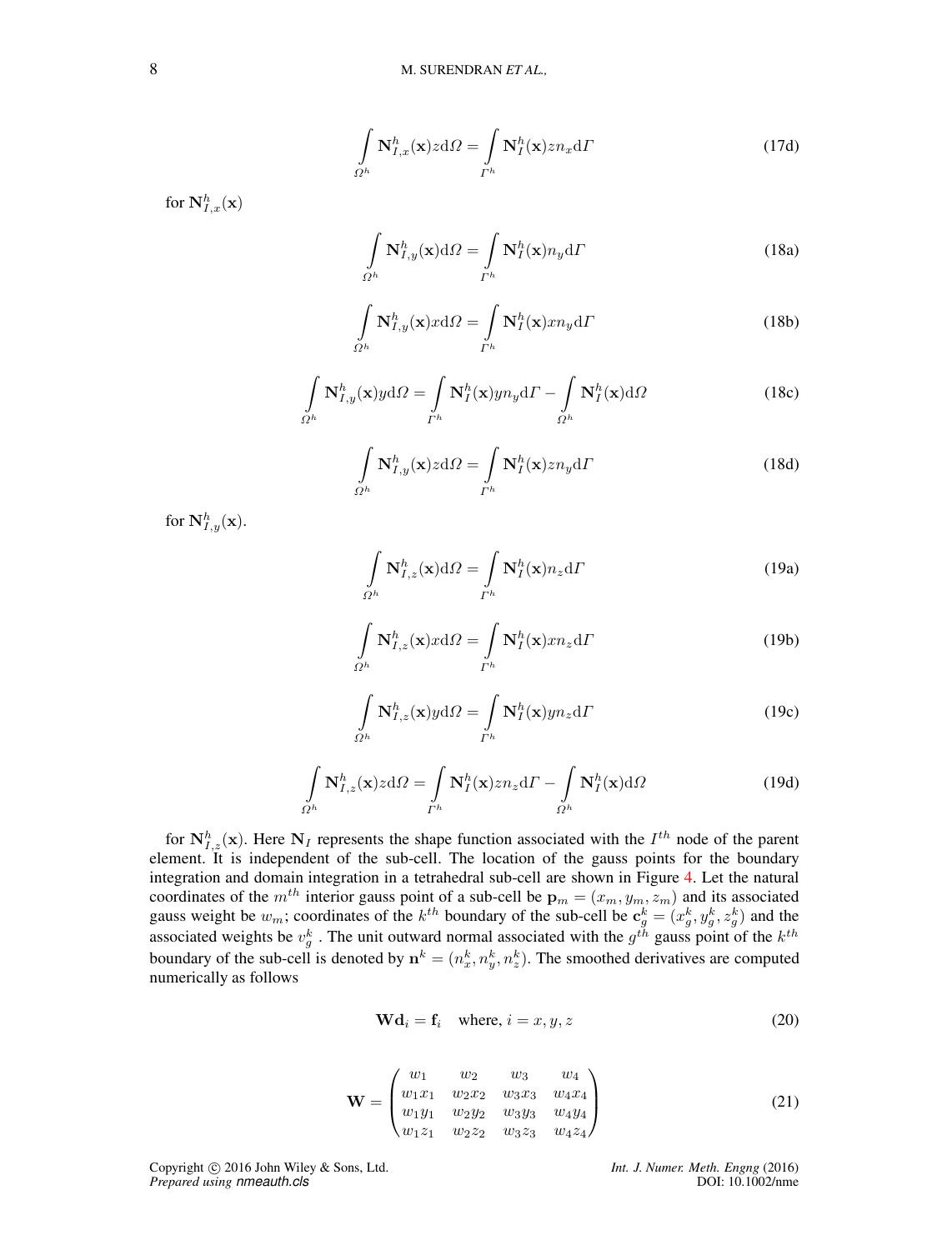$$
\int_{\Omega^h} \mathbf{N}^h_{I,x}(\mathbf{x}) z \mathrm{d}\Omega = \int_{\Gamma^h} \mathbf{N}^h_I(\mathbf{x}) z n_x \mathrm{d}\Gamma \tag{17d}
$$

for $\mathbf{N}^h_{I,x}(\mathbf{x})$

$$
\int_{\Omega^h} \mathbf{N}^h_{I,y}(\mathbf{x}) \mathrm{d}\Omega = \int_{\Gamma^h} \mathbf{N}^h_I(\mathbf{x}) n_y \mathrm{d}\Gamma \tag{18a}
$$

$$
\int_{\Omega^h} \mathbf{N}^h_{I,y}(\mathbf{x}) x \mathrm{d}\Omega = \int_{\Gamma^h} \mathbf{N}^h_I(\mathbf{x}) x n_y \mathrm{d}\Gamma \tag{18b}
$$

$$
\int_{\Omega^h} \mathbf{N}^h_{I,y}(\mathbf{x}) y \mathrm{d}\Omega = \int_{\Gamma^h} \mathbf{N}^h_I(\mathbf{x}) y n_y \mathrm{d}\Gamma - \int_{\Omega^h} \mathbf{N}^h_I(\mathbf{x}) \mathrm{d}\Omega \tag{18c}
$$

$$
\int_{\Omega^h} \mathbf{N}^h_{I,y}(\mathbf{x}) z \mathrm{d}\Omega = \int_{\Gamma^h} \mathbf{N}^h_I(\mathbf{x}) z n_y \mathrm{d}\Gamma \tag{18d}
$$

for $\mathbf{N}^h_{I,y}(\mathbf{x})$.

$$
\int_{\Omega^h} \mathbf{N}^h_{I,z}(\mathbf{x}) \mathrm{d}\Omega = \int_{\Gamma^h} \mathbf{N}^h_I(\mathbf{x}) n_z \mathrm{d}\Gamma \tag{19a}
$$

$$
\int_{\Omega^h} \mathbf{N}^h_{I,z}(\mathbf{x}) x \mathrm{d}\Omega = \int_{\Gamma^h} \mathbf{N}^h_I(\mathbf{x}) x n_z \mathrm{d}\Gamma \tag{19b}
$$

$$
\int_{\Omega^h} \mathbf{N}^h_{I,z}(\mathbf{x}) y \mathrm{d}\Omega = \int_{\Gamma^h} \mathbf{N}^h_I(\mathbf{x}) y n_z \mathrm{d}\Gamma \tag{19c}
$$

$$
\int_{\Omega^h} \mathbf{N}^h_{I,z}(\mathbf{x}) z \mathrm{d}\Omega = \int_{\Gamma^h} \mathbf{N}^h_I(\mathbf{x}) z n_z \mathrm{d}\Gamma - \int_{\Omega^h} \mathbf{N}^h_I(\mathbf{x}) \mathrm{d}\Omega \tag{19d}
$$

for $\mathbf{N}^h_{I,z}(\mathbf{x})$. Here $\mathbf{N}_I$ represents the shape function associated with the $I^{th}$ node of the parent element. It is independent of the sub-cell. The location of the gauss points for the boundary integration and domain integration in a tetrahedral sub-cell are shown in Figure 4. Let the natural coordinates of the $m^{th}$ interior gauss point of a sub-cell be $\mathbf{p}_m = (x_m, y_m, z_m)$ and its associated gauss weight be $w_m$; coordinates of the $k^{th}$ boundary of the sub-cell be $\mathbf{c}^k_g = (x^k_g, y^k_g, z^k_g)$ and the associated weights be $v^k_g$ . The unit outward normal associated with the $g^{th}$ gauss point of the $k^{th}$ boundary of the sub-cell is denoted by $\mathbf{n}^k = (n^k_x, n^k_y, n^k_z)$. The smoothed derivatives are computed numerically as follows

$$
\mathbf{W}\mathbf{d}_i = \mathbf{f}_i \quad \text{where, } i = x, y, z \tag{20}
$$

$$
\mathbf{W} = \begin{pmatrix} w_1 & w_2 & w_3 & w_4 \\ w_1 x_1 & w_2 x_2 & w_3 x_3 & w_4 x_4 \\ w_1 y_1 & w_2 y_2 & w_3 y_3 & w_4 y_4 \\ w_1 z_1 & w_2 z_2 & w_3 z_3 & w_4 z_4 \end{pmatrix} \tag{21}
$$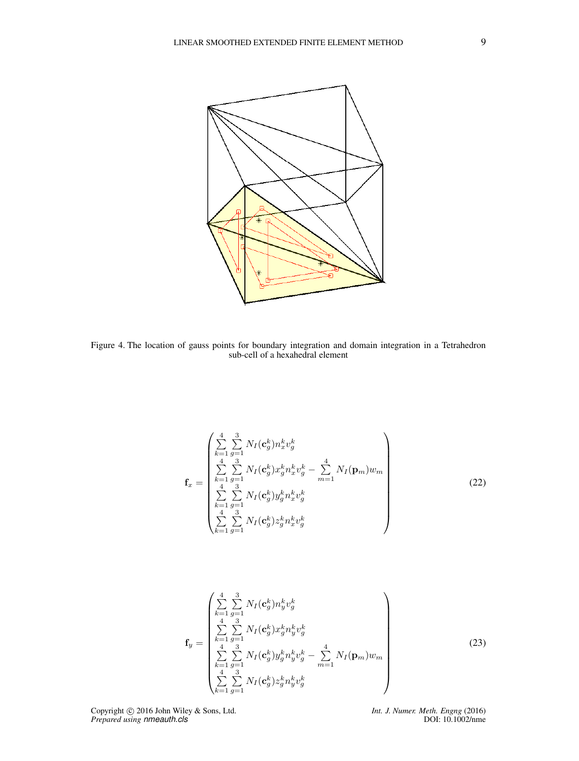Figure 4. The location of gauss points for boundary integration and domain integration in a Tetrahedron sub-cell of a hexahedral element

$$
\mathbf{f}_x = \begin{pmatrix}
\sum_{k=1}^{4}\sum_{g=1}^{3} N_I(\mathbf{c}_g^k) n_x^k v_g^k \\
\sum_{k=1}^{4}\sum_{g=1}^{3} N_I(\mathbf{c}_g^k) x_g^k n_x^k v_g^k - \sum_{m=1}^{4} N_I(\mathbf{p}_m) w_m \\
\sum_{k=1}^{4}\sum_{g=1}^{3} N_I(\mathbf{c}_g^k) y_g^k n_x^k v_g^k \\
\sum_{k=1}^{4}\sum_{g=1}^{3} N_I(\mathbf{c}_g^k) z_g^k n_x^k v_g^k
\end{pmatrix} \tag{22}
$$

$$
\mathbf{f}_y = \begin{pmatrix}
\sum_{k=1}^{4}\sum_{g=1}^{3} N_I(\mathbf{c}_g^k) n_y^k v_g^k \\
\sum_{k=1}^{4}\sum_{g=1}^{3} N_I(\mathbf{c}_g^k) x_g^k n_y^k v_g^k \\
\sum_{k=1}^{4}\sum_{g=1}^{3} N_I(\mathbf{c}_g^k) y_g^k n_y^k v_g^k - \sum_{m=1}^{4} N_I(\mathbf{p}_m) w_m \\
\sum_{k=1}^{4}\sum_{g=1}^{3} N_I(\mathbf{c}_g^k) z_g^k n_y^k v_g^k
\end{pmatrix} \tag{23}
$$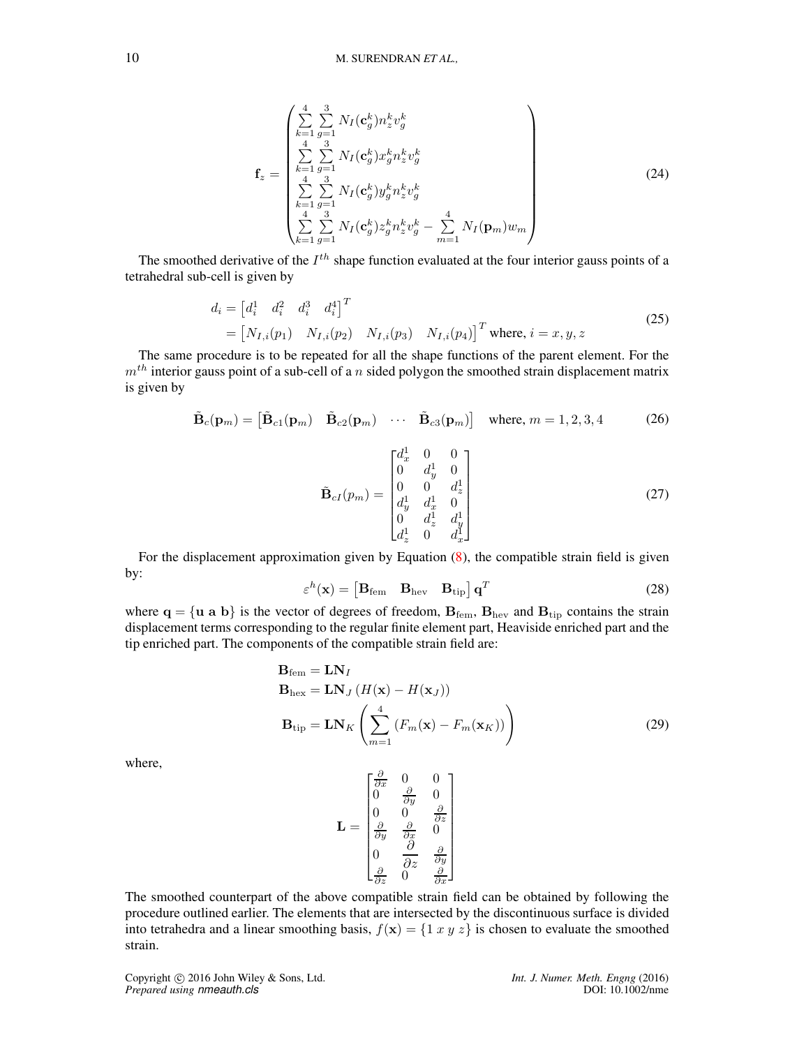$$
\mathbf{f}_z = \begin{pmatrix} \sum\limits_{k=1}^{4}\sum\limits_{g=1}^{3} N_I(\mathbf{c}_g^k) n_z^k v_g^k \\ \sum\limits_{k=1}^{4}\sum\limits_{g=1}^{3} N_I(\mathbf{c}_g^k) x_g^k n_z^k v_g^k \\ \sum\limits_{k=1}^{4}\sum\limits_{g=1}^{3} N_I(\mathbf{c}_g^k) y_g^k n_z^k v_g^k \\ \sum\limits_{k=1}^{4}\sum\limits_{g=1}^{3} N_I(\mathbf{c}_g^k) z_g^k n_z^k v_g^k - \sum\limits_{m=1}^{4} N_I(\mathbf{p}_m) w_m \end{pmatrix} \tag{24}
$$

The smoothed derivative of the $I^{th}$ shape function evaluated at the four interior gauss points of a tetrahedral sub-cell is given by

$$
\begin{aligned}
d_i &= \begin{bmatrix} d_i^1 & d_i^2 & d_i^3 & d_i^4 \end{bmatrix}^T \\
&= \begin{bmatrix} N_{I,i}(p_1) & N_{I,i}(p_2) & N_{I,i}(p_3) & N_{I,i}(p_4) \end{bmatrix}^T \text{ where, } i = x, y, z
\end{aligned} \tag{25}
$$

The same procedure is to be repeated for all the shape functions of the parent element. For the $m^{th}$ interior gauss point of a sub-cell of a $n$ sided polygon the smoothed strain displacement matrix is given by

$$
\tilde{\mathbf{B}}_c(\mathbf{p}_m) = \begin{bmatrix} \tilde{\mathbf{B}}_{c1}(\mathbf{p}_m) & \tilde{\mathbf{B}}_{c2}(\mathbf{p}_m) & \cdots & \tilde{\mathbf{B}}_{c3}(\mathbf{p}_m) \end{bmatrix} \quad \text{where, } m = 1, 2, 3, 4 \tag{26}
$$

$$
\tilde{\mathbf{B}}_{cI}(p_m) = \begin{bmatrix} d_x^1 & 0 & 0 \\ 0 & d_y^1 & 0 \\ 0 & 0 & d_z^1 \\ d_y^1 & d_x^1 & 0 \\ 0 & d_z^1 & d_y^1 \\ d_z^1 & 0 & d_x^1 \end{bmatrix} \tag{27}
$$

For the displacement approximation given by Equation (8), the compatible strain field is given by:

$$
\varepsilon^h(\mathbf{x}) = \begin{bmatrix} \mathbf{B}_{\text{fem}} & \mathbf{B}_{\text{hev}} & \mathbf{B}_{\text{tip}} \end{bmatrix} \mathbf{q}^T \tag{28}
$$

where $\mathbf{q} = \{\mathbf{u}\ \mathbf{a}\ \mathbf{b}\}$ is the vector of degrees of freedom, $\mathbf{B}_{\text{fem}}$, $\mathbf{B}_{\text{hev}}$ and $\mathbf{B}_{\text{tip}}$ contains the strain displacement terms corresponding to the regular finite element part, Heaviside enriched part and the tip enriched part. The components of the compatible strain field are:

$$
\begin{aligned}
\mathbf{B}_{\text{fem}} &= \mathbf{L}\mathbf{N}_I \\
\mathbf{B}_{\text{hex}} &= \mathbf{L}\mathbf{N}_J \left( H(\mathbf{x}) - H(\mathbf{x}_J) \right) \\
\mathbf{B}_{\text{tip}} &= \mathbf{L}\mathbf{N}_K \left( \sum_{m=1}^{4} \left( F_m(\mathbf{x}) - F_m(\mathbf{x}_K) \right) \right)
\end{aligned} \tag{29}
$$

where,

$$
\mathbf{L} = \begin{bmatrix} \frac{\partial}{\partial x} & 0 & 0 \\ 0 & \frac{\partial}{\partial y} & 0 \\ 0 & 0 & \frac{\partial}{\partial z} \\ \frac{\partial}{\partial y} & \frac{\partial}{\partial x} & 0 \\ 0 & \frac{\partial}{\partial z} & \frac{\partial}{\partial y} \\ \frac{\partial}{\partial z} & 0 & \frac{\partial}{\partial x} \end{bmatrix}
$$

The smoothed counterpart of the above compatible strain field can be obtained by following the procedure outlined earlier. The elements that are intersected by the discontinuous surface is divided into tetrahedra and a linear smoothing basis, $f(\mathbf{x}) = \{1\ x\ y\ z\}$ is chosen to evaluate the smoothed strain.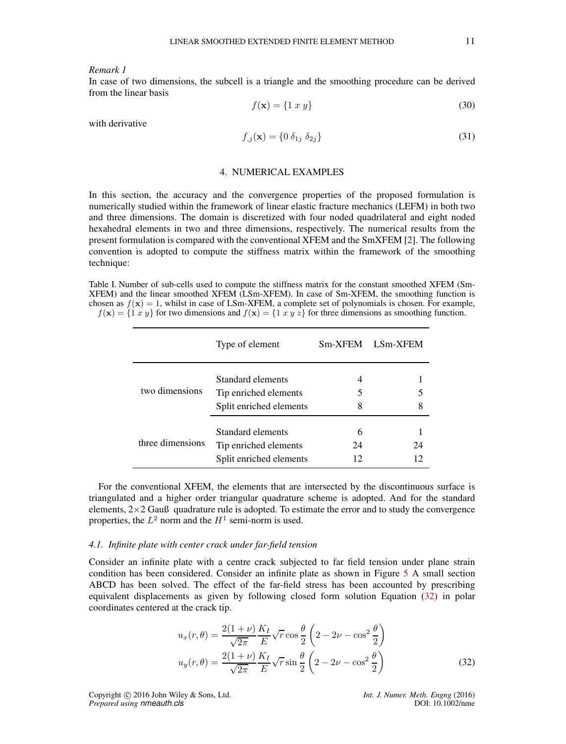*Remark 1*

In case of two dimensions, the subcell is a triangle and the smoothing procedure can be derived from the linear basis

$$f(\mathbf{x}) = \{1 \; x \; y\} \tag{30}$$

with derivative

$$f_{,j}(\mathbf{x}) = \{0 \; \delta_{1j} \; \delta_{2j}\} \tag{31}$$

## 4. NUMERICAL EXAMPLES

In this section, the accuracy and the convergence properties of the proposed formulation is numerically studied within the framework of linear elastic fracture mechanics (LEFM) in both two and three dimensions. The domain is discretized with four noded quadrilateral and eight noded hexahedral elements in two and three dimensions, respectively. The numerical results from the present formulation is compared with the conventional XFEM and the SmXFEM [2]. The following convention is adopted to compute the stiffness matrix within the framework of the smoothing technique:

Table I. Number of sub-cells used to compute the stiffness matrix for the constant smoothed XFEM (Sm-XFEM) and the linear smoothed XFEM (LSm-XFEM). In case of Sm-XFEM, the smoothing function is chosen as $f(\mathbf{x}) = 1$, whilst in case of LSm-XFEM, a complete set of polynomials is chosen. For example, $f(\mathbf{x}) = \{1 \; x \; y\}$ for two dimensions and $f(\mathbf{x}) = \{1 \; x \; y \; z\}$ for three dimensions as smoothing function.

| | Type of element | Sm-XFEM | LSm-XFEM |
|---|---|---|---|
| two dimensions | Standard elements | 4 | 1 |
| | Tip enriched elements | 5 | 5 |
| | Split enriched elements | 8 | 8 |
| three dimensions | Standard elements | 6 | 1 |
| | Tip enriched elements | 24 | 24 |
| | Split enriched elements | 12 | 12 |

For the conventional XFEM, the elements that are intersected by the discontinuous surface is triangulated and a higher order triangular quadrature scheme is adopted. And for the standard elements, 2×2 Gauß quadrature rule is adopted. To estimate the error and to study the convergence properties, the $L^2$ norm and the $H^1$ semi-norm is used.

### 4.1. *Infinite plate with center crack under far-field tension*

Consider an infinite plate with a centre crack subjected to far field tension under plane strain condition has been considered. Consider an infinite plate as shown in Figure 5 A small section ABCD has been solved. The effect of the far-field stress has been accounted by prescribing equivalent displacements as given by following closed form solution Equation (32) in polar coordinates centered at the crack tip.

$$\begin{aligned}
u_x(r,\theta) &= \frac{2(1+\nu)}{\sqrt{2\pi}} \frac{K_I}{E} \sqrt{r} \cos\frac{\theta}{2} \left( 2 - 2\nu - \cos^2\frac{\theta}{2} \right) \\
u_y(r,\theta) &= \frac{2(1+\nu)}{\sqrt{2\pi}} \frac{K_I}{E} \sqrt{r} \sin\frac{\theta}{2} \left( 2 - 2\nu - \cos^2\frac{\theta}{2} \right)
\end{aligned} \tag{32}$$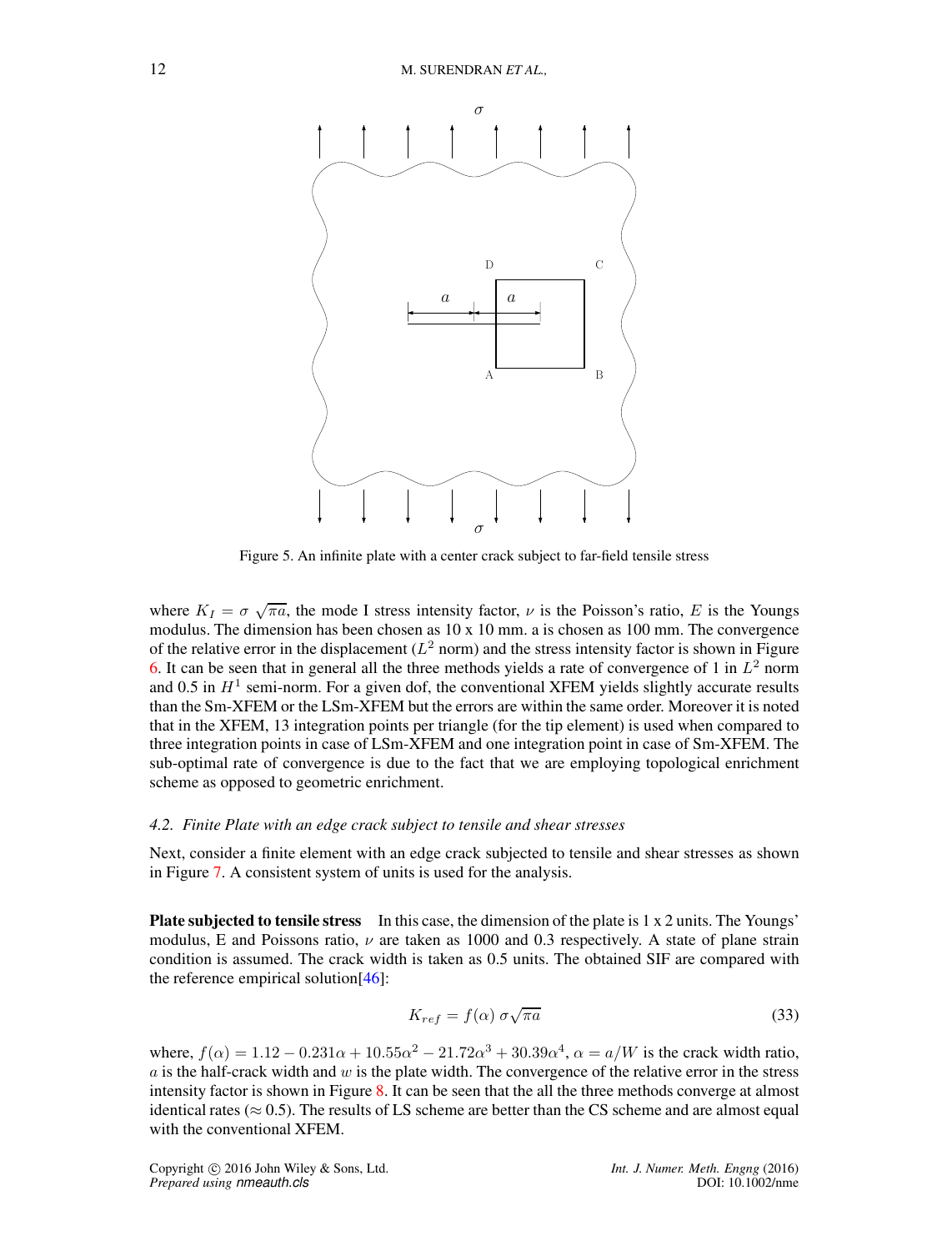Figure 5. An infinite plate with a center crack subject to far-field tensile stress

where $K_I = \sigma\sqrt{\pi a}$, the mode I stress intensity factor, $\nu$ is the Poisson's ratio, $E$ is the Youngs modulus. The dimension has been chosen as 10 x 10 mm. a is chosen as 100 mm. The convergence of the relative error in the displacement ($L^2$ norm) and the stress intensity factor is shown in Figure 6. It can be seen that in general all the three methods yields a rate of convergence of 1 in $L^2$ norm and 0.5 in $H^1$ semi-norm. For a given dof, the conventional XFEM yields slightly accurate results than the Sm-XFEM or the LSm-XFEM but the errors are within the same order. Moreover it is noted that in the XFEM, 13 integration points per triangle (for the tip element) is used when compared to three integration points in case of LSm-XFEM and one integration point in case of Sm-XFEM. The sub-optimal rate of convergence is due to the fact that we are employing topological enrichment scheme as opposed to geometric enrichment.

### *4.2. Finite Plate with an edge crack subject to tensile and shear stresses*

Next, consider a finite element with an edge crack subjected to tensile and shear stresses as shown in Figure 7. A consistent system of units is used for the analysis.

**Plate subjected to tensile stress** In this case, the dimension of the plate is 1 x 2 units. The Youngs' modulus, E and Poissons ratio, $\nu$ are taken as 1000 and 0.3 respectively. A state of plane strain condition is assumed. The crack width is taken as 0.5 units. The obtained SIF are compared with the reference empirical solution[46]:

$$K_{ref} = f(\alpha)\,\sigma\sqrt{\pi a} \tag{33}$$

where, $f(\alpha) = 1.12 - 0.231\alpha + 10.55\alpha^2 - 21.72\alpha^3 + 30.39\alpha^4$, $\alpha = a/W$ is the crack width ratio, $a$ is the half-crack width and $w$ is the plate width. The convergence of the relative error in the stress intensity factor is shown in Figure 8. It can be seen that the all the three methods converge at almost identical rates ($\approx 0.5$). The results of LS scheme are better than the CS scheme and are almost equal with the conventional XFEM.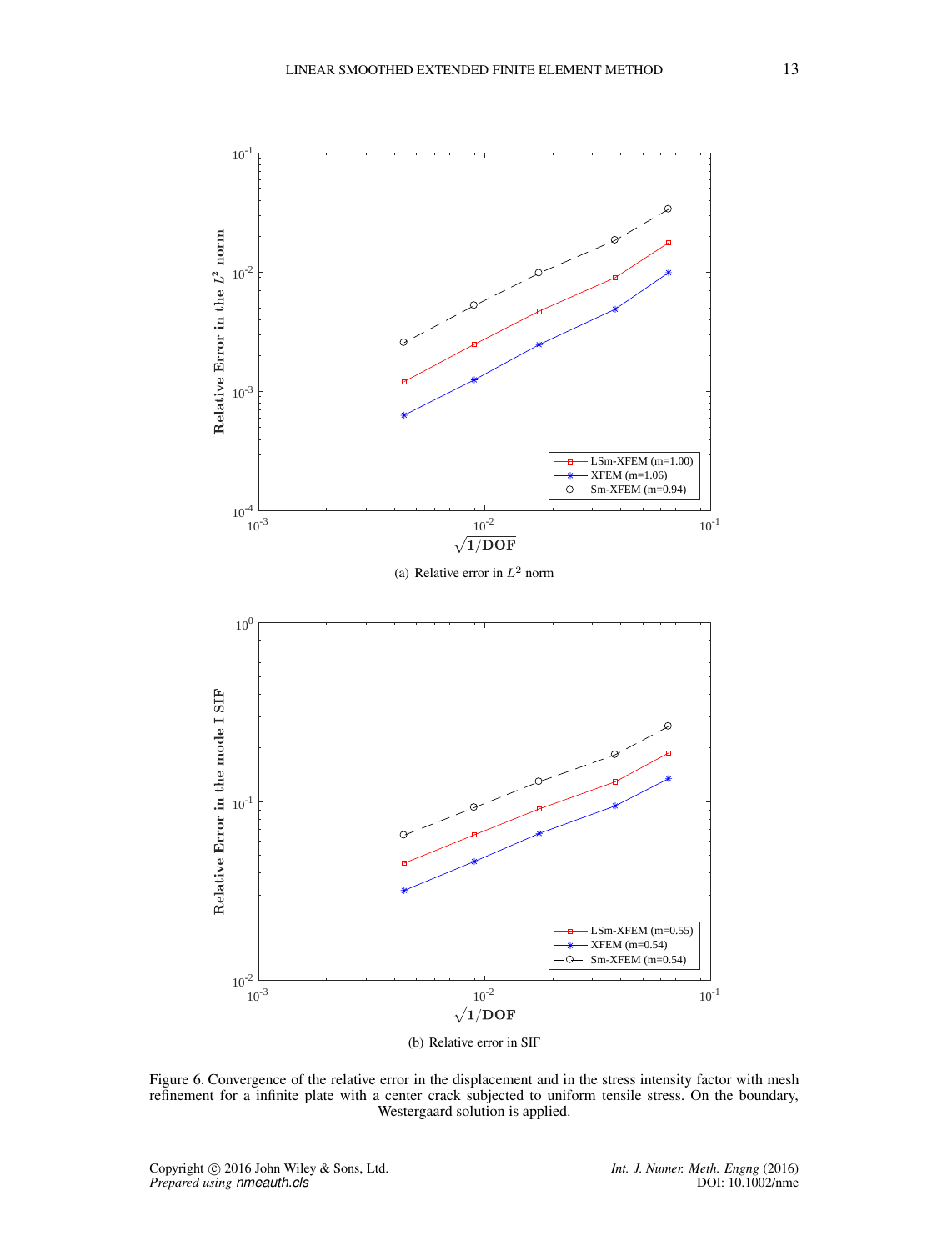(a) Relative error in $L^2$ norm

(b) Relative error in SIF

Figure 6. Convergence of the relative error in the displacement and in the stress intensity factor with mesh refinement for a infinite plate with a center crack subjected to uniform tensile stress. On the boundary, Westergaard solution is applied.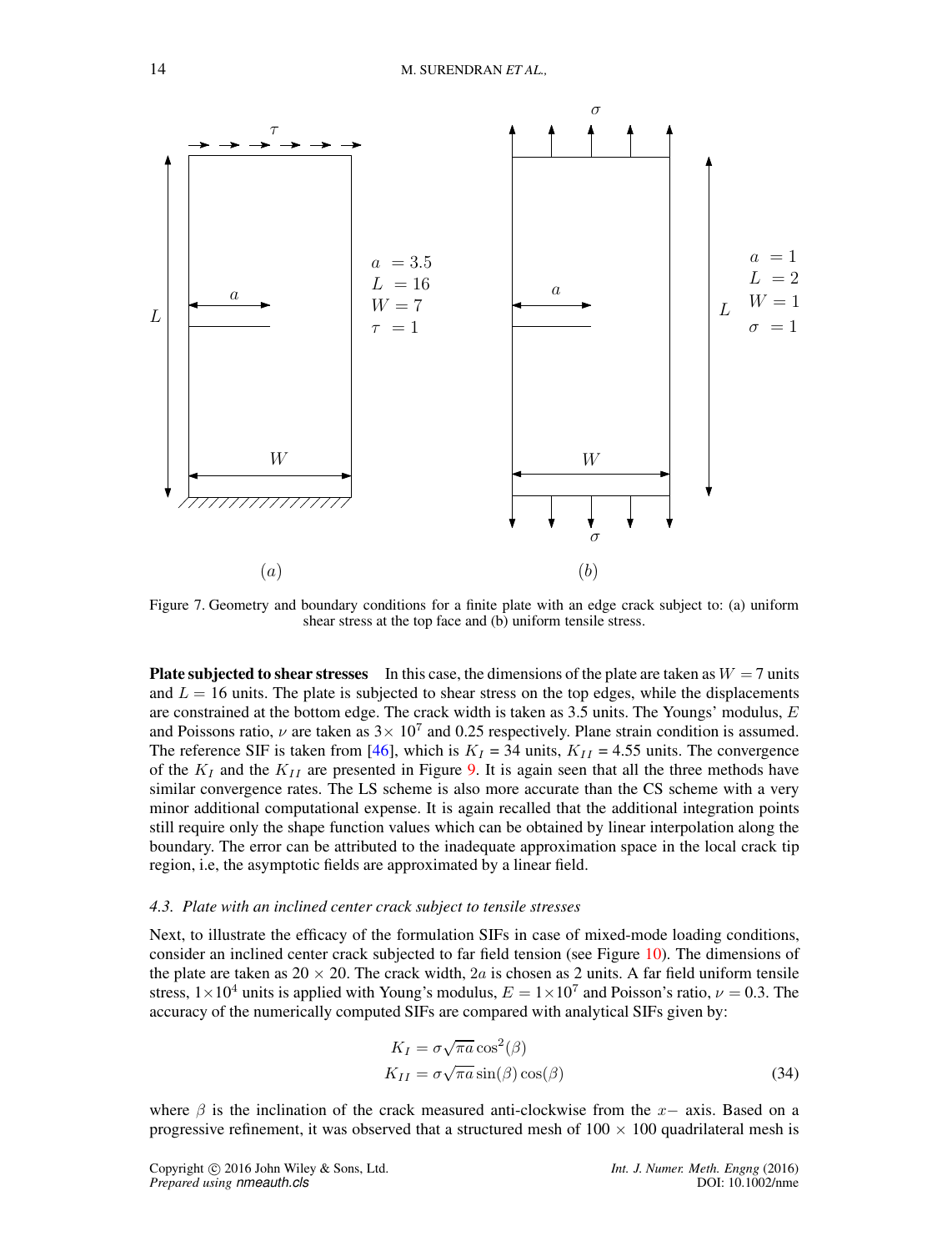Figure 7. Geometry and boundary conditions for a finite plate with an edge crack subject to: (a) uniform shear stress at the top face and (b) uniform tensile stress.

**Plate subjected to shear stresses** In this case, the dimensions of the plate are taken as $W = 7$ units and $L = 16$ units. The plate is subjected to shear stress on the top edges, while the displacements are constrained at the bottom edge. The crack width is taken as 3.5 units. The Youngs' modulus, $E$ and Poissons ratio, $\nu$ are taken as $3\times 10^7$ and 0.25 respectively. Plane strain condition is assumed. The reference SIF is taken from [46], which is $K_I$ = 34 units, $K_{II}$ = 4.55 units. The convergence of the $K_I$ and the $K_{II}$ are presented in Figure 9. It is again seen that all the three methods have similar convergence rates. The LS scheme is also more accurate than the CS scheme with a very minor additional computational expense. It is again recalled that the additional integration points still require only the shape function values which can be obtained by linear interpolation along the boundary. The error can be attributed to the inadequate approximation space in the local crack tip region, i.e, the asymptotic fields are approximated by a linear field.

### *4.3. Plate with an inclined center crack subject to tensile stresses*

Next, to illustrate the efficacy of the formulation SIFs in case of mixed-mode loading conditions, consider an inclined center crack subjected to far field tension (see Figure 10). The dimensions of the plate are taken as $20 \times 20$. The crack width, $2a$ is chosen as 2 units. A far field uniform tensile stress, $1\times10^4$ units is applied with Young's modulus, $E = 1\times10^7$ and Poisson's ratio, $\nu = 0.3$. The accuracy of the numerically computed SIFs are compared with analytical SIFs given by:

$$
\begin{aligned}
K_I &= \sigma\sqrt{\pi a}\cos^2(\beta) \\
K_{II} &= \sigma\sqrt{\pi a}\sin(\beta)\cos(\beta)
\end{aligned}
\tag{34}
$$

where $\beta$ is the inclination of the crack measured anti-clockwise from the $x-$ axis. Based on a progressive refinement, it was observed that a structured mesh of $100 \times 100$ quadrilateral mesh is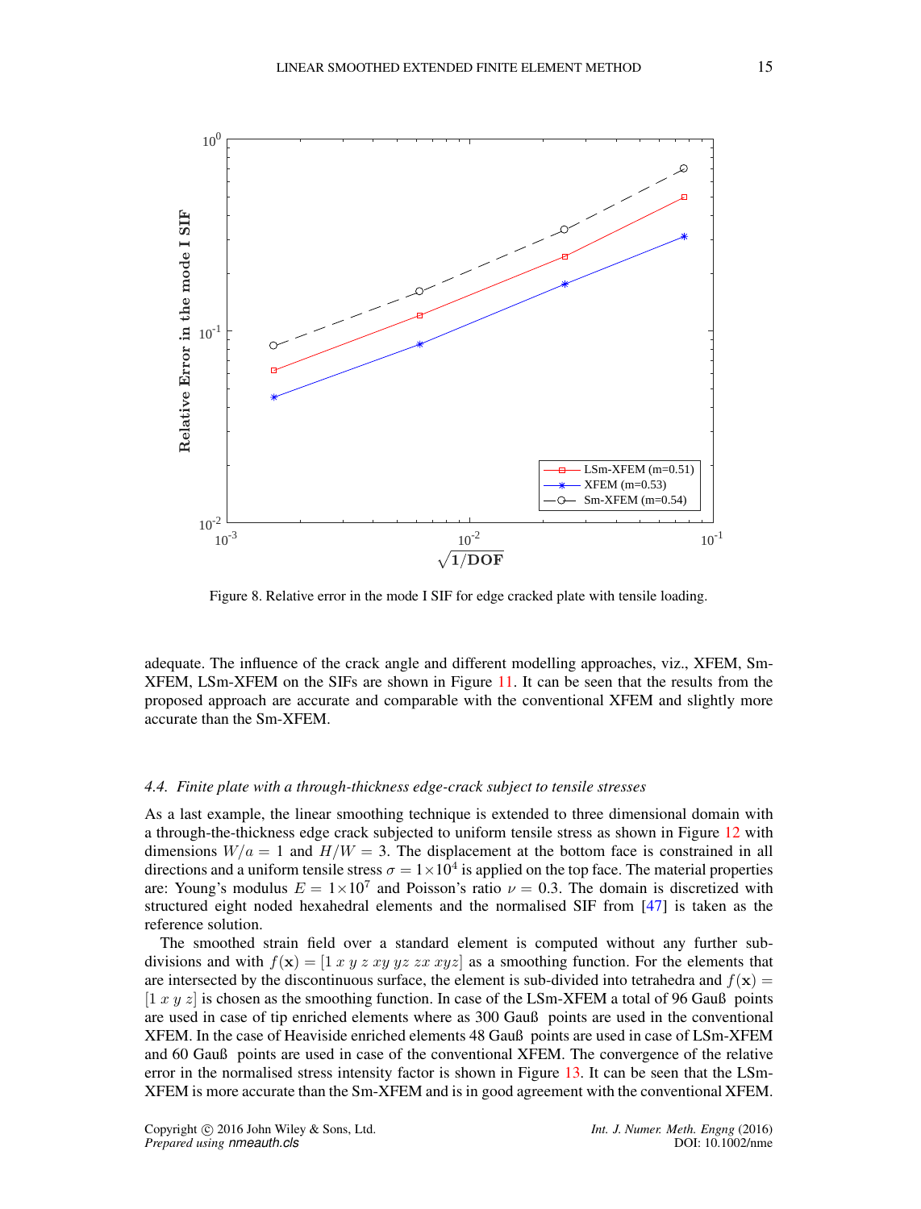Figure 8. Relative error in the mode I SIF for edge cracked plate with tensile loading.

adequate. The influence of the crack angle and different modelling approaches, viz., XFEM, Sm-XFEM, LSm-XFEM on the SIFs are shown in Figure 11. It can be seen that the results from the proposed approach are accurate and comparable with the conventional XFEM and slightly more accurate than the Sm-XFEM.

### *4.4. Finite plate with a through-thickness edge-crack subject to tensile stresses*

As a last example, the linear smoothing technique is extended to three dimensional domain with a through-the-thickness edge crack subjected to uniform tensile stress as shown in Figure 12 with dimensions $W/a = 1$ and $H/W = 3$. The displacement at the bottom face is constrained in all directions and a uniform tensile stress $\sigma = 1 \times 10^4$ is applied on the top face. The material properties are: Young's modulus $E = 1 \times 10^7$ and Poisson's ratio $\nu = 0.3$. The domain is discretized with structured eight noded hexahedral elements and the normalised SIF from [47] is taken as the reference solution.

The smoothed strain field over a standard element is computed without any further sub-divisions and with $f(\mathbf{x}) = [1\ x\ y\ z\ xy\ yz\ zx\ xyz]$ as a smoothing function. For the elements that are intersected by the discontinuous surface, the element is sub-divided into tetrahedra and $f(\mathbf{x}) = [1\ x\ y\ z]$ is chosen as the smoothing function. In case of the LSm-XFEM a total of 96 Gauß points are used in case of tip enriched elements where as 300 Gauß points are used in the conventional XFEM. In the case of Heaviside enriched elements 48 Gauß points are used in case of LSm-XFEM and 60 Gauß points are used in case of the conventional XFEM. The convergence of the relative error in the normalised stress intensity factor is shown in Figure 13. It can be seen that the LSm-XFEM is more accurate than the Sm-XFEM and is in good agreement with the conventional XFEM.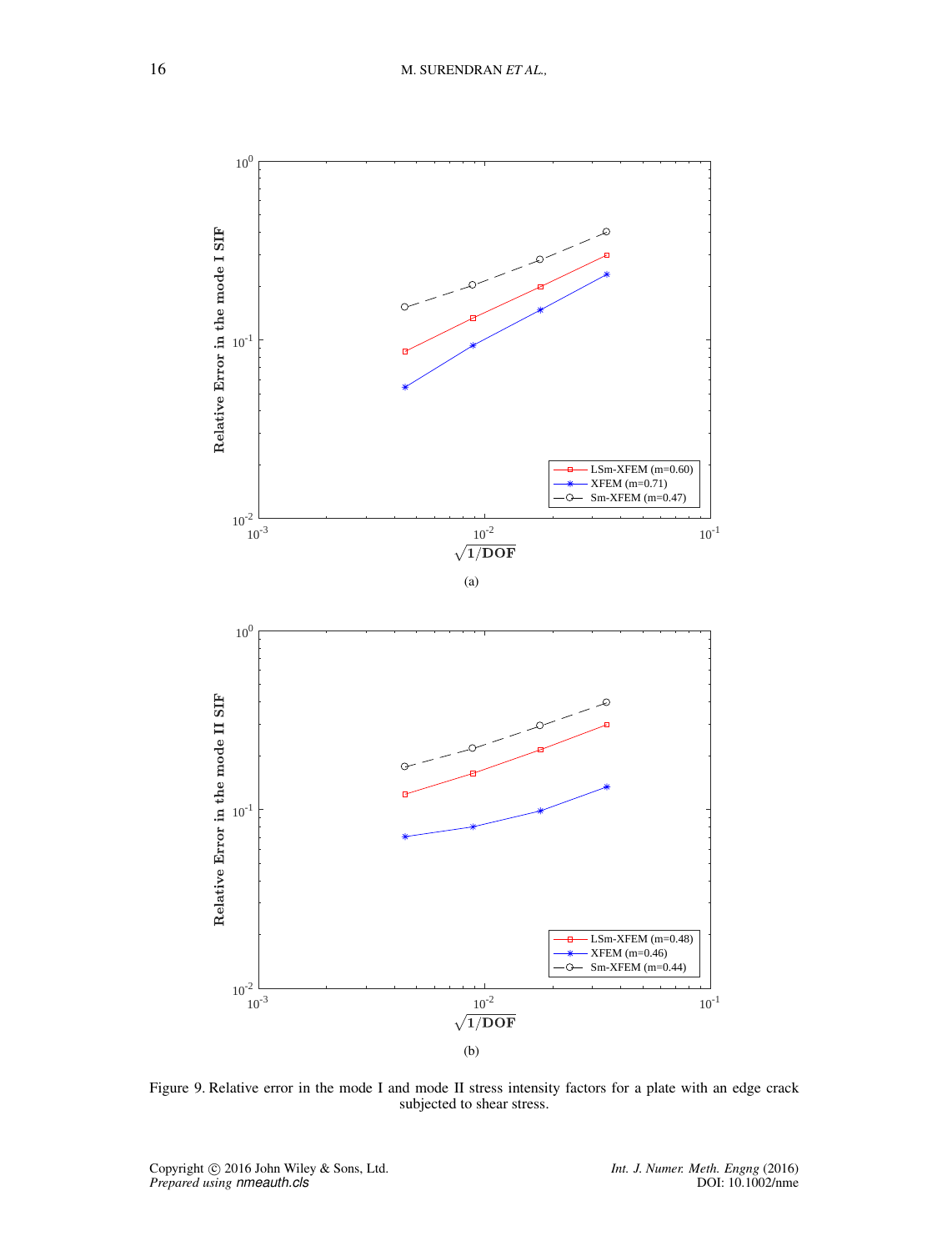(a)

(b)

Figure 9. Relative error in the mode I and mode II stress intensity factors for a plate with an edge crack subjected to shear stress.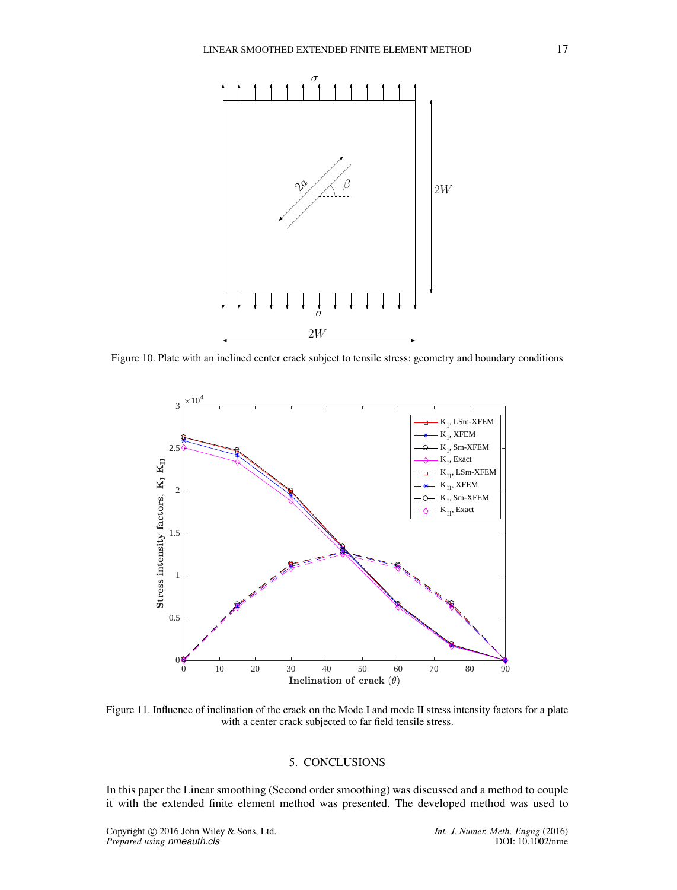Figure 10. Plate with an inclined center crack subject to tensile stress: geometry and boundary conditions

Figure 11. Influence of inclination of the crack on the Mode I and mode II stress intensity factors for a plate with a center crack subjected to far field tensile stress.

## 5. CONCLUSIONS

In this paper the Linear smoothing (Second order smoothing) was discussed and a method to couple it with the extended finite element method was presented. The developed method was used to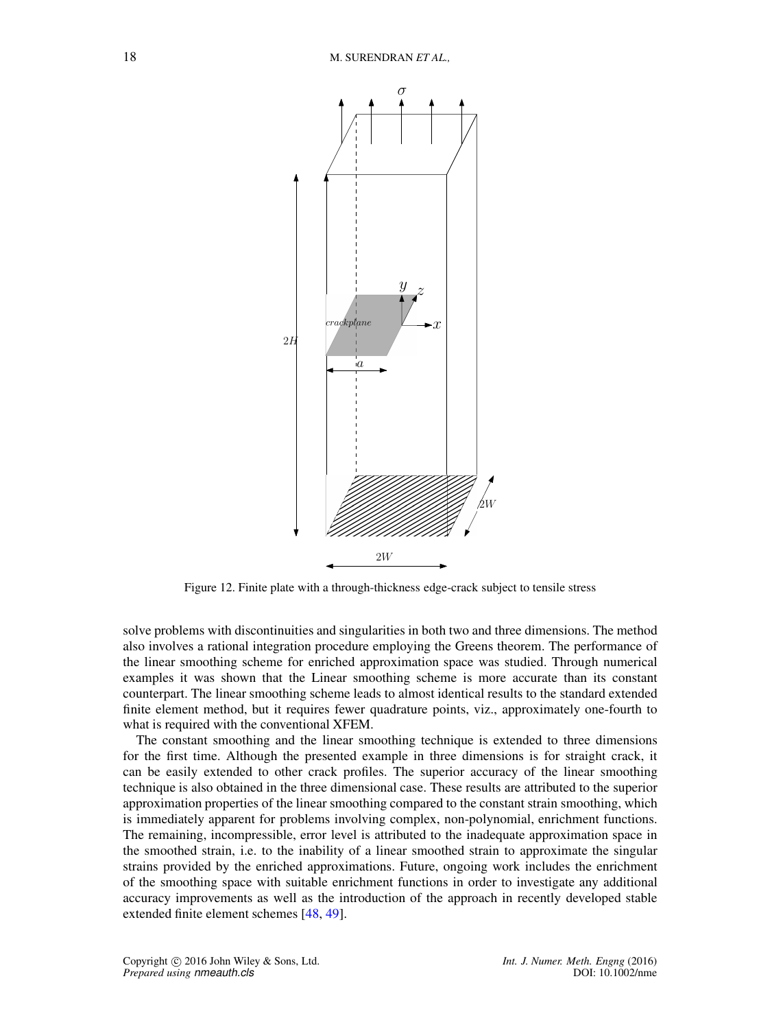Figure 12. Finite plate with a through-thickness edge-crack subject to tensile stress

solve problems with discontinuities and singularities in both two and three dimensions. The method also involves a rational integration procedure employing the Greens theorem. The performance of the linear smoothing scheme for enriched approximation space was studied. Through numerical examples it was shown that the Linear smoothing scheme is more accurate than its constant counterpart. The linear smoothing scheme leads to almost identical results to the standard extended finite element method, but it requires fewer quadrature points, viz., approximately one-fourth to what is required with the conventional XFEM.

The constant smoothing and the linear smoothing technique is extended to three dimensions for the first time. Although the presented example in three dimensions is for straight crack, it can be easily extended to other crack profiles. The superior accuracy of the linear smoothing technique is also obtained in the three dimensional case. These results are attributed to the superior approximation properties of the linear smoothing compared to the constant strain smoothing, which is immediately apparent for problems involving complex, non-polynomial, enrichment functions. The remaining, incompressible, error level is attributed to the inadequate approximation space in the smoothed strain, i.e. to the inability of a linear smoothed strain to approximate the singular strains provided by the enriched approximations. Future, ongoing work includes the enrichment of the smoothing space with suitable enrichment functions in order to investigate any additional accuracy improvements as well as the introduction of the approach in recently developed stable extended finite element schemes [48, 49].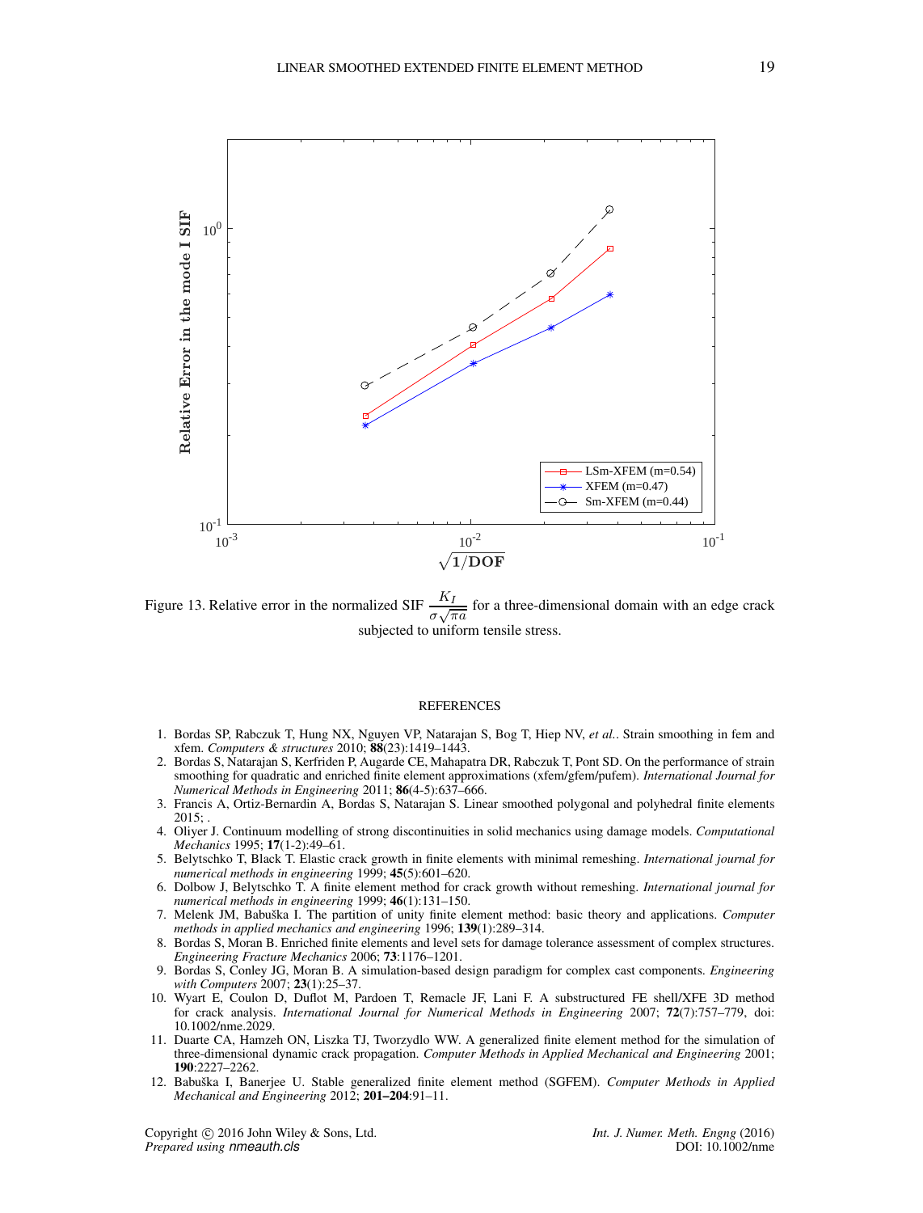Figure 13. Relative error in the normalized SIF $\frac{K_I}{\sigma\sqrt{\pi a}}$ for a three-dimensional domain with an edge crack subjected to uniform tensile stress.

## REFERENCES

1. Bordas SP, Rabczuk T, Hung NX, Nguyen VP, Natarajan S, Bog T, Hiep NV, *et al.*. Strain smoothing in fem and xfem. *Computers & structures* 2010; **88**(23):1419–1443.
2. Bordas S, Natarajan S, Kerfriden P, Augarde CE, Mahapatra DR, Rabczuk T, Pont SD. On the performance of strain smoothing for quadratic and enriched finite element approximations (xfem/gfem/pufem). *International Journal for Numerical Methods in Engineering* 2011; **86**(4-5):637–666.
3. Francis A, Ortiz-Bernardin A, Bordas S, Natarajan S. Linear smoothed polygonal and polyhedral finite elements 2015; .
4. Oliyer J. Continuum modelling of strong discontinuities in solid mechanics using damage models. *Computational Mechanics* 1995; **17**(1-2):49–61.
5. Belytschko T, Black T. Elastic crack growth in finite elements with minimal remeshing. *International journal for numerical methods in engineering* 1999; **45**(5):601–620.
6. Dolbow J, Belytschko T. A finite element method for crack growth without remeshing. *International journal for numerical methods in engineering* 1999; **46**(1):131–150.
7. Melenk JM, Babuška I. The partition of unity finite element method: basic theory and applications. *Computer methods in applied mechanics and engineering* 1996; **139**(1):289–314.
8. Bordas S, Moran B. Enriched finite elements and level sets for damage tolerance assessment of complex structures. *Engineering Fracture Mechanics* 2006; **73**:1176–1201.
9. Bordas S, Conley JG, Moran B. A simulation-based design paradigm for complex cast components. *Engineering with Computers* 2007; **23**(1):25–37.
10. Wyart E, Coulon D, Duflot M, Pardoen T, Remacle JF, Lani F. A substructured FE shell/XFE 3D method for crack analysis. *International Journal for Numerical Methods in Engineering* 2007; **72**(7):757–779, doi: 10.1002/nme.2029.
11. Duarte CA, Hamzeh ON, Liszka TJ, Tworzydlo WW. A generalized finite element method for the simulation of three-dimensional dynamic crack propagation. *Computer Methods in Applied Mechanical and Engineering* 2001; **190**:2227–2262.
12. Babuška I, Banerjee U. Stable generalized finite element method (SGFEM). *Computer Methods in Applied Mechanical and Engineering* 2012; **201–204**:91–11.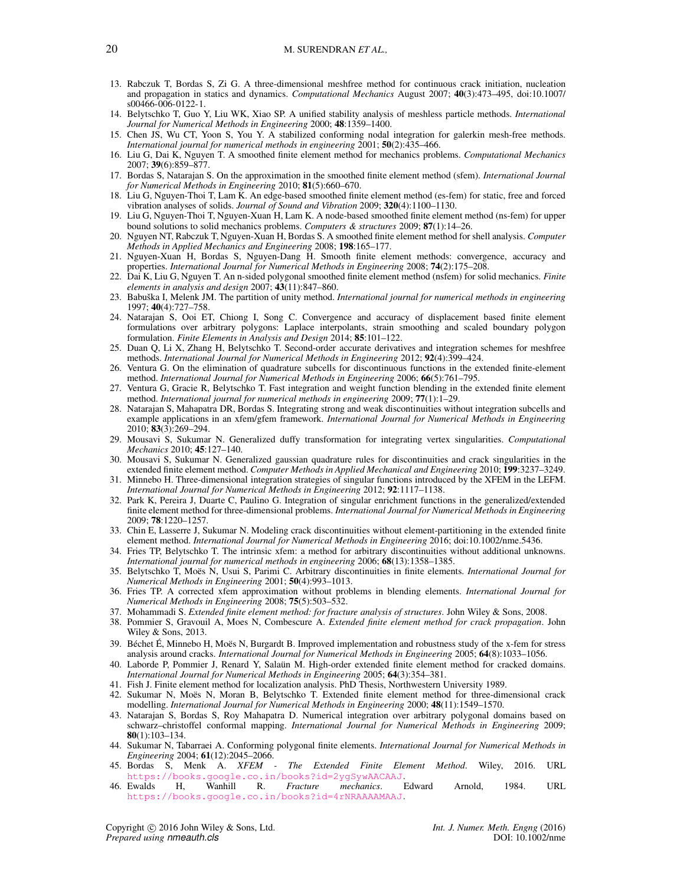13. Rabczuk T, Bordas S, Zi G. A three-dimensional meshfree method for continuous crack initiation, nucleation and propagation in statics and dynamics. *Computational Mechanics* August 2007; **40**(3):473–495, doi:10.1007/s00466-006-0122-1.
14. Belytschko T, Guo Y, Liu WK, Xiao SP. A unified stability analysis of meshless particle methods. *International Journal for Numerical Methods in Engineering* 2000; **48**:1359–1400.
15. Chen JS, Wu CT, Yoon S, You Y. A stabilized conforming nodal integration for galerkin mesh-free methods. *International journal for numerical methods in engineering* 2001; **50**(2):435–466.
16. Liu G, Dai K, Nguyen T. A smoothed finite element method for mechanics problems. *Computational Mechanics* 2007; **39**(6):859–877.
17. Bordas S, Natarajan S. On the approximation in the smoothed finite element method (sfem). *International Journal for Numerical Methods in Engineering* 2010; **81**(5):660–670.
18. Liu G, Nguyen-Thoi T, Lam K. An edge-based smoothed finite element method (es-fem) for static, free and forced vibration analyses of solids. *Journal of Sound and Vibration* 2009; **320**(4):1100–1130.
19. Liu G, Nguyen-Thoi T, Nguyen-Xuan H, Lam K. A node-based smoothed finite element method (ns-fem) for upper bound solutions to solid mechanics problems. *Computers & structures* 2009; **87**(1):14–26.
20. Nguyen NT, Rabczuk T, Nguyen-Xuan H, Bordas S. A smoothed finite element method for shell analysis. *Computer Methods in Applied Mechanics and Engineering* 2008; **198**:165–177.
21. Nguyen-Xuan H, Bordas S, Nguyen-Dang H. Smooth finite element methods: convergence, accuracy and properties. *International Journal for Numerical Methods in Engineering* 2008; **74**(2):175–208.
22. Dai K, Liu G, Nguyen T. An n-sided polygonal smoothed finite element method (nsfem) for solid mechanics. *Finite elements in analysis and design* 2007; **43**(11):847–860.
23. Babuška I, Melenk JM. The partition of unity method. *International journal for numerical methods in engineering* 1997; **40**(4):727–758.
24. Natarajan S, Ooi ET, Chiong I, Song C. Convergence and accuracy of displacement based finite element formulations over arbitrary polygons: Laplace interpolants, strain smoothing and scaled boundary polygon formulation. *Finite Elements in Analysis and Design* 2014; **85**:101–122.
25. Duan Q, Li X, Zhang H, Belytschko T. Second-order accurate derivatives and integration schemes for meshfree methods. *International Journal for Numerical Methods in Engineering* 2012; **92**(4):399–424.
26. Ventura G. On the elimination of quadrature subcells for discontinuous functions in the extended finite-element method. *International Journal for Numerical Methods in Engineering* 2006; **66**(5):761–795.
27. Ventura G, Gracie R, Belytschko T. Fast integration and weight function blending in the extended finite element method. *International journal for numerical methods in engineering* 2009; **77**(1):1–29.
28. Natarajan S, Mahapatra DR, Bordas S. Integrating strong and weak discontinuities without integration subcells and example applications in an xfem/gfem framework. *International Journal for Numerical Methods in Engineering* 2010; **83**(3):269–294.
29. Mousavi S, Sukumar N. Generalized duffy transformation for integrating vertex singularities. *Computational Mechanics* 2010; **45**:127–140.
30. Mousavi S, Sukumar N. Generalized gaussian quadrature rules for discontinuities and crack singularities in the extended finite element method. *Computer Methods in Applied Mechanical and Engineering* 2010; **199**:3237–3249.
31. Minnebo H. Three-dimensional integration strategies of singular functions introduced by the XFEM in the LEFM. *International Journal for Numerical Methods in Engineering* 2012; **92**:1117–1138.
32. Park K, Pereira J, Duarte C, Paulino G. Integration of singular enrichment functions in the generalized/extended finite element method for three-dimensional problems. *International Journal for Numerical Methods in Engineering* 2009; **78**:1220–1257.
33. Chin E, Lasserre J, Sukumar N. Modeling crack discontinuities without element-partitioning in the extended finite element method. *International Journal for Numerical Methods in Engineering* 2016; doi:10.1002/nme.5436.
34. Fries TP, Belytschko T. The intrinsic xfem: a method for arbitrary discontinuities without additional unknowns. *International journal for numerical methods in engineering* 2006; **68**(13):1358–1385.
35. Belytschko T, Moës N, Usui S, Parimi C. Arbitrary discontinuities in finite elements. *International Journal for Numerical Methods in Engineering* 2001; **50**(4):993–1013.
36. Fries TP. A corrected xfem approximation without problems in blending elements. *International Journal for Numerical Methods in Engineering* 2008; **75**(5):503–532.
37. Mohammadi S. *Extended finite element method: for fracture analysis of structures*. John Wiley & Sons, 2008.
38. Pommier S, Gravouil A, Moes N, Combescure A. *Extended finite element method for crack propagation*. John Wiley & Sons, 2013.
39. Béchet É, Minnebo H, Moës N, Burgardt B. Improved implementation and robustness study of the x-fem for stress analysis around cracks. *International Journal for Numerical Methods in Engineering* 2005; **64**(8):1033–1056.
40. Laborde P, Pommier J, Renard Y, Salaün M. High-order extended finite element method for cracked domains. *International Journal for Numerical Methods in Engineering* 2005; **64**(3):354–381.
41. Fish J. Finite element method for localization analysis. PhD Thesis, Northwestern University 1989.
42. Sukumar N, Moës N, Moran B, Belytschko T. Extended finite element method for three-dimensional crack modelling. *International Journal for Numerical Methods in Engineering* 2000; **48**(11):1549–1570.
43. Natarajan S, Bordas S, Roy Mahapatra D. Numerical integration over arbitrary polygonal domains based on schwarz–christoffel conformal mapping. *International Journal for Numerical Methods in Engineering* 2009; **80**(1):103–134.
44. Sukumar N, Tabarraei A. Conforming polygonal finite elements. *International Journal for Numerical Methods in Engineering* 2004; **61**(12):2045–2066.
45. Bordas S, Menk A. *XFEM - The Extended Finite Element Method*. Wiley, 2016. URL https://books.google.co.in/books?id=2ygSywAACAAJ.
46. Ewalds H, Wanhill R. *Fracture mechanics*. Edward Arnold, 1984. URL https://books.google.co.in/books?id=4rNRAAAAMAAJ.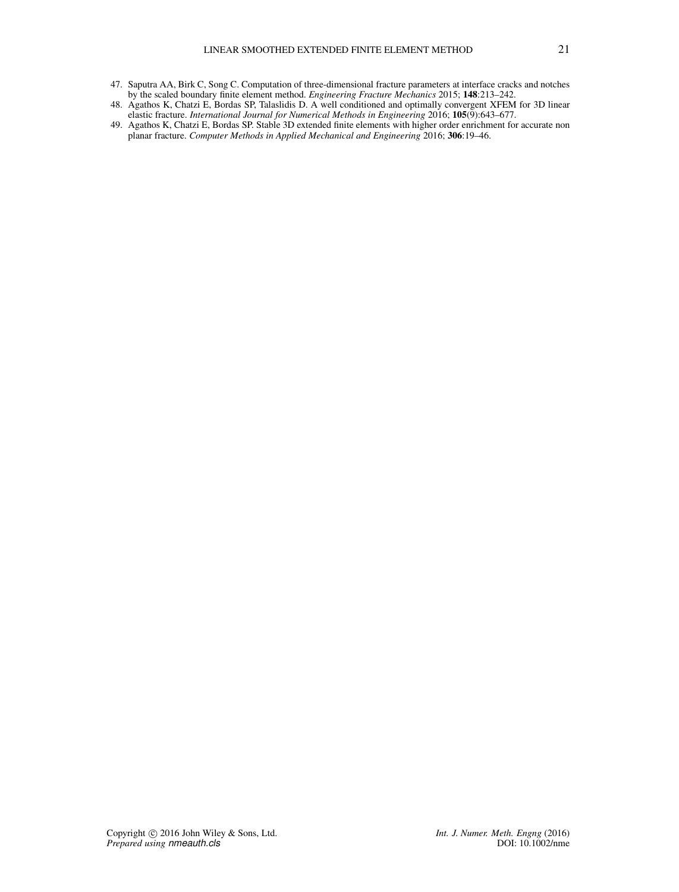47. Saputra AA, Birk C, Song C. Computation of three-dimensional fracture parameters at interface cracks and notches by the scaled boundary finite element method. *Engineering Fracture Mechanics* 2015; **148**:213–242.
48. Agathos K, Chatzi E, Bordas SP, Talaslidis D. A well conditioned and optimally convergent XFEM for 3D linear elastic fracture. *International Journal for Numerical Methods in Engineering* 2016; **105**(9):643–677.
49. Agathos K, Chatzi E, Bordas SP. Stable 3D extended finite elements with higher order enrichment for accurate non planar fracture. *Computer Methods in Applied Mechanical and Engineering* 2016; **306**:19–46.